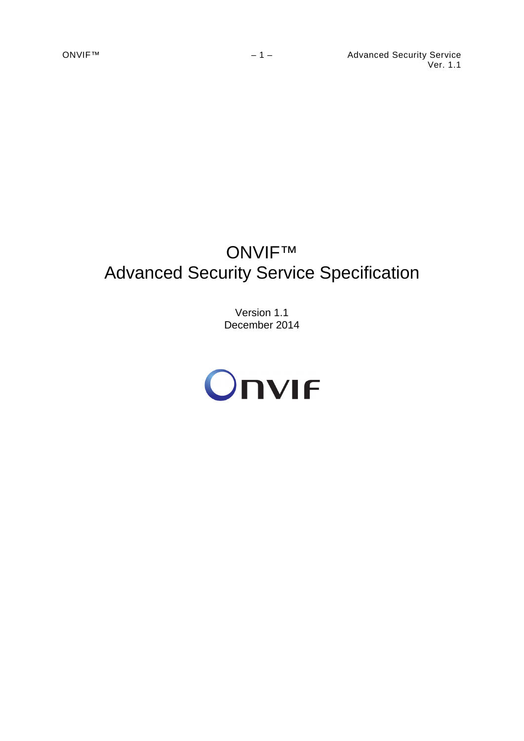# ONVIF™
# Advanced Security Service Specification

Version 1.1
December 2014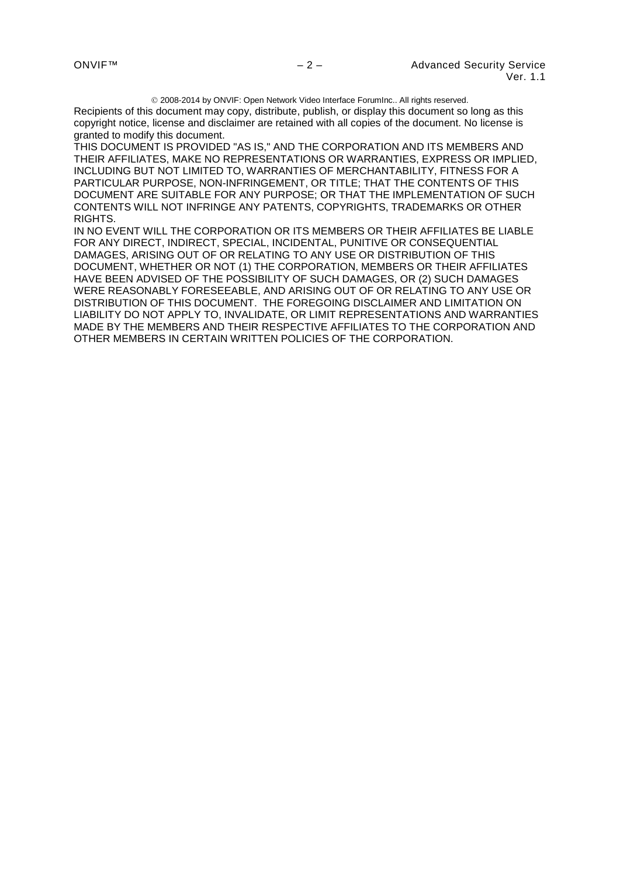© 2008-2014 by ONVIF: Open Network Video Interface ForumInc.. All rights reserved.

Recipients of this document may copy, distribute, publish, or display this document so long as this copyright notice, license and disclaimer are retained with all copies of the document. No license is granted to modify this document.

THIS DOCUMENT IS PROVIDED "AS IS," AND THE CORPORATION AND ITS MEMBERS AND THEIR AFFILIATES, MAKE NO REPRESENTATIONS OR WARRANTIES, EXPRESS OR IMPLIED, INCLUDING BUT NOT LIMITED TO, WARRANTIES OF MERCHANTABILITY, FITNESS FOR A PARTICULAR PURPOSE, NON-INFRINGEMENT, OR TITLE; THAT THE CONTENTS OF THIS DOCUMENT ARE SUITABLE FOR ANY PURPOSE; OR THAT THE IMPLEMENTATION OF SUCH CONTENTS WILL NOT INFRINGE ANY PATENTS, COPYRIGHTS, TRADEMARKS OR OTHER RIGHTS.

IN NO EVENT WILL THE CORPORATION OR ITS MEMBERS OR THEIR AFFILIATES BE LIABLE FOR ANY DIRECT, INDIRECT, SPECIAL, INCIDENTAL, PUNITIVE OR CONSEQUENTIAL DAMAGES, ARISING OUT OF OR RELATING TO ANY USE OR DISTRIBUTION OF THIS DOCUMENT, WHETHER OR NOT (1) THE CORPORATION, MEMBERS OR THEIR AFFILIATES HAVE BEEN ADVISED OF THE POSSIBILITY OF SUCH DAMAGES, OR (2) SUCH DAMAGES WERE REASONABLY FORESEEABLE, AND ARISING OUT OF OR RELATING TO ANY USE OR DISTRIBUTION OF THIS DOCUMENT. THE FOREGOING DISCLAIMER AND LIMITATION ON LIABILITY DO NOT APPLY TO, INVALIDATE, OR LIMIT REPRESENTATIONS AND WARRANTIES MADE BY THE MEMBERS AND THEIR RESPECTIVE AFFILIATES TO THE CORPORATION AND OTHER MEMBERS IN CERTAIN WRITTEN POLICIES OF THE CORPORATION.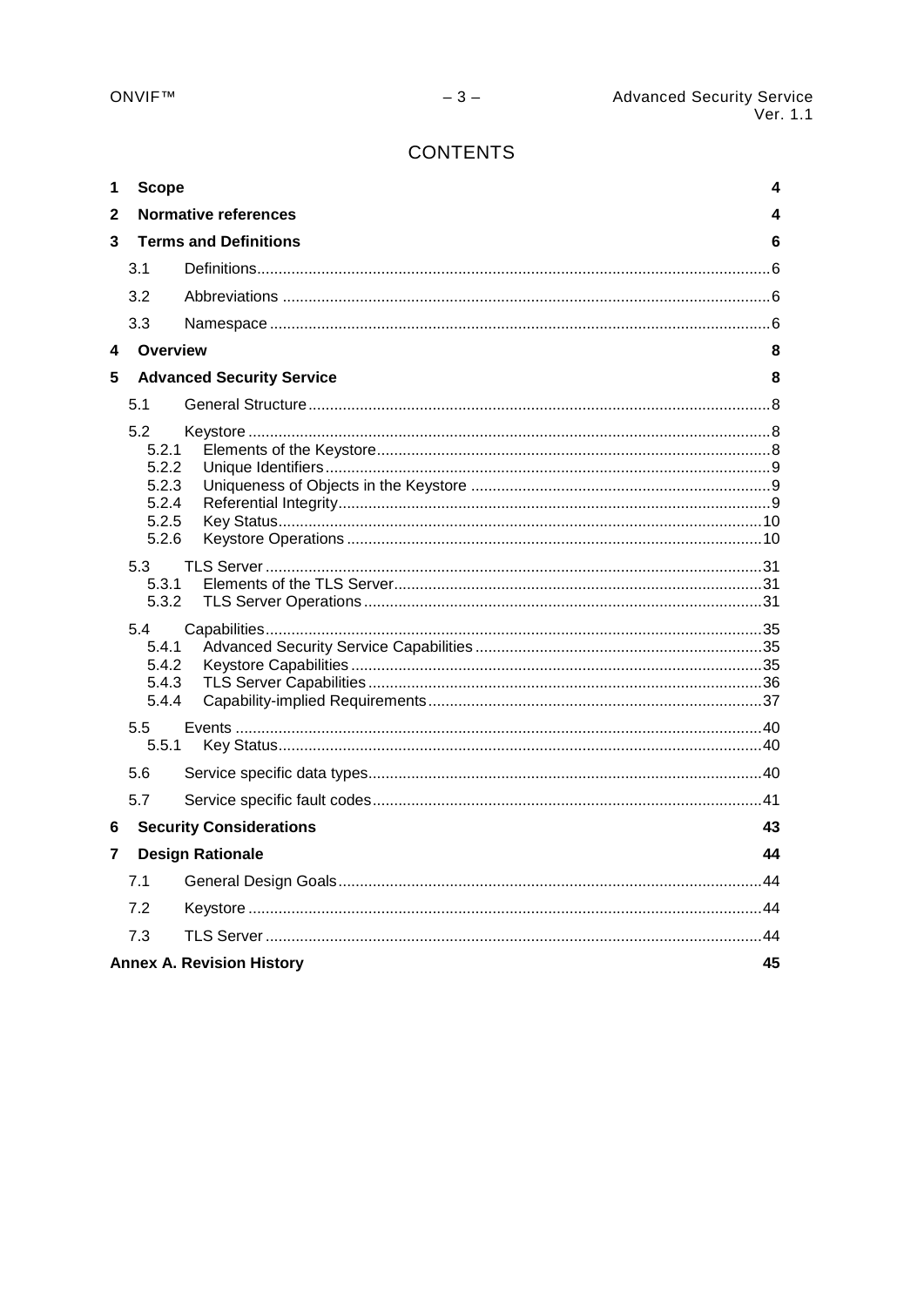# CONTENTS

**1 Scope** 4

**2 Normative references** 4

**3 Terms and Definitions** 6

- 3.1 Definitions 6
- 3.2 Abbreviations 6
- 3.3 Namespace 6

**4 Overview** 8

**5 Advanced Security Service** 8

- 5.1 General Structure 8
- 5.2 Keystore 8
  - 5.2.1 Elements of the Keystore 8
  - 5.2.2 Unique Identifiers 9
  - 5.2.3 Uniqueness of Objects in the Keystore 9
  - 5.2.4 Referential Integrity 9
  - 5.2.5 Key Status 10
  - 5.2.6 Keystore Operations 10
- 5.3 TLS Server 31
  - 5.3.1 Elements of the TLS Server 31
  - 5.3.2 TLS Server Operations 31
- 5.4 Capabilities 35
  - 5.4.1 Advanced Security Service Capabilities 35
  - 5.4.2 Keystore Capabilities 35
  - 5.4.3 TLS Server Capabilities 36
  - 5.4.4 Capability-implied Requirements 37
- 5.5 Events 40
  - 5.5.1 Key Status 40
- 5.6 Service specific data types 40
- 5.7 Service specific fault codes 41

**6 Security Considerations** 43

**7 Design Rationale** 44

- 7.1 General Design Goals 44
- 7.2 Keystore 44
- 7.3 TLS Server 44

**Annex A. Revision History** 45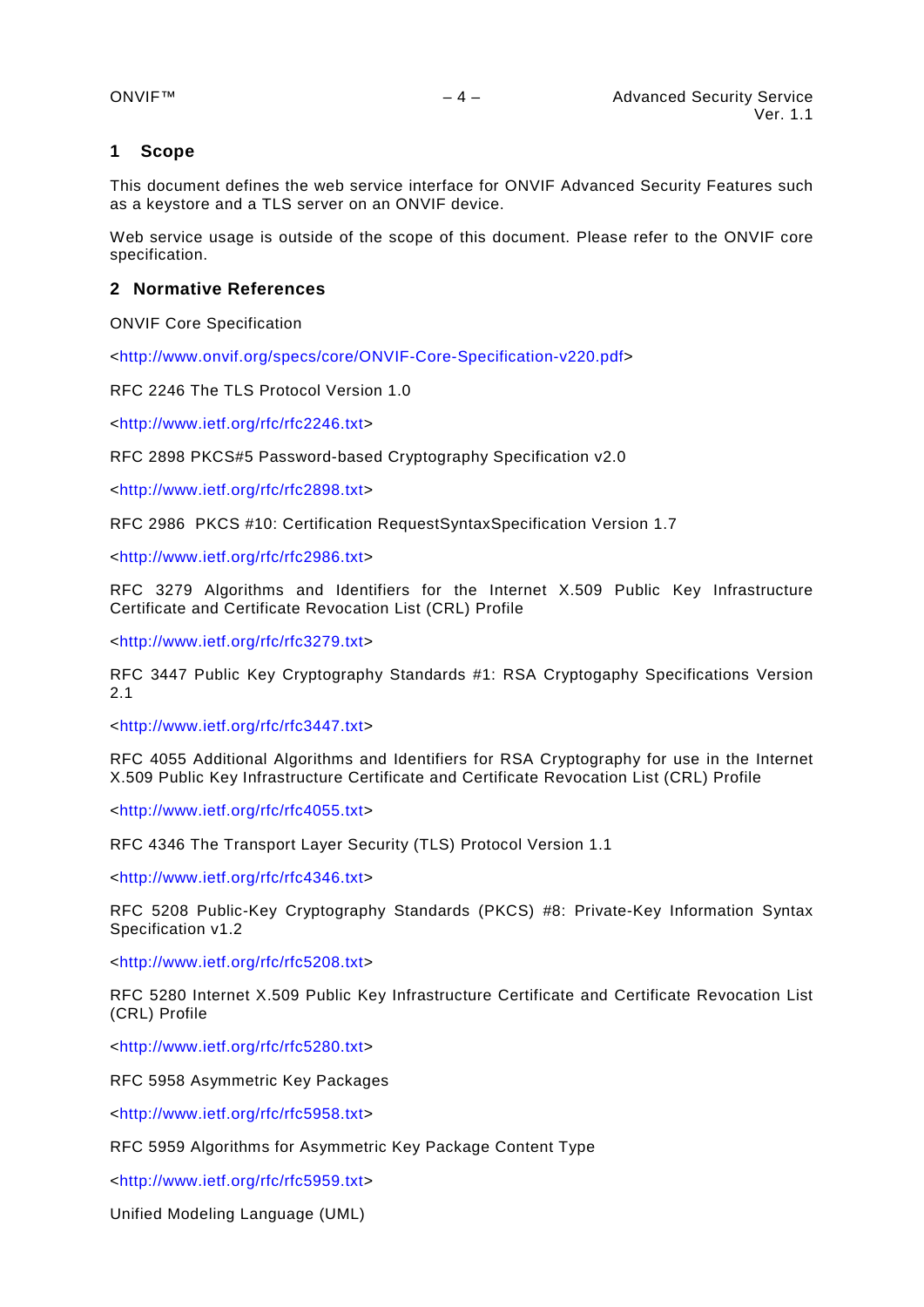# 1 Scope

This document defines the web service interface for ONVIF Advanced Security Features such as a keystore and a TLS server on an ONVIF device.

Web service usage is outside of the scope of this document. Please refer to the ONVIF core specification.

# 2 Normative References

ONVIF Core Specification

<http://www.onvif.org/specs/core/ONVIF-Core-Specification-v220.pdf>

RFC 2246 The TLS Protocol Version 1.0

<http://www.ietf.org/rfc/rfc2246.txt>

RFC 2898 PKCS#5 Password-based Cryptography Specification v2.0

<http://www.ietf.org/rfc/rfc2898.txt>

RFC 2986 PKCS #10: Certification RequestSyntaxSpecification Version 1.7

<http://www.ietf.org/rfc/rfc2986.txt>

RFC 3279 Algorithms and Identifiers for the Internet X.509 Public Key Infrastructure Certificate and Certificate Revocation List (CRL) Profile

<http://www.ietf.org/rfc/rfc3279.txt>

RFC 3447 Public Key Cryptography Standards #1: RSA Cryptogaphy Specifications Version 2.1

<http://www.ietf.org/rfc/rfc3447.txt>

RFC 4055 Additional Algorithms and Identifiers for RSA Cryptography for use in the Internet X.509 Public Key Infrastructure Certificate and Certificate Revocation List (CRL) Profile

<http://www.ietf.org/rfc/rfc4055.txt>

RFC 4346 The Transport Layer Security (TLS) Protocol Version 1.1

<http://www.ietf.org/rfc/rfc4346.txt>

RFC 5208 Public-Key Cryptography Standards (PKCS) #8: Private-Key Information Syntax Specification v1.2

<http://www.ietf.org/rfc/rfc5208.txt>

RFC 5280 Internet X.509 Public Key Infrastructure Certificate and Certificate Revocation List (CRL) Profile

<http://www.ietf.org/rfc/rfc5280.txt>

RFC 5958 Asymmetric Key Packages

<http://www.ietf.org/rfc/rfc5958.txt>

RFC 5959 Algorithms for Asymmetric Key Package Content Type

<http://www.ietf.org/rfc/rfc5959.txt>

Unified Modeling Language (UML)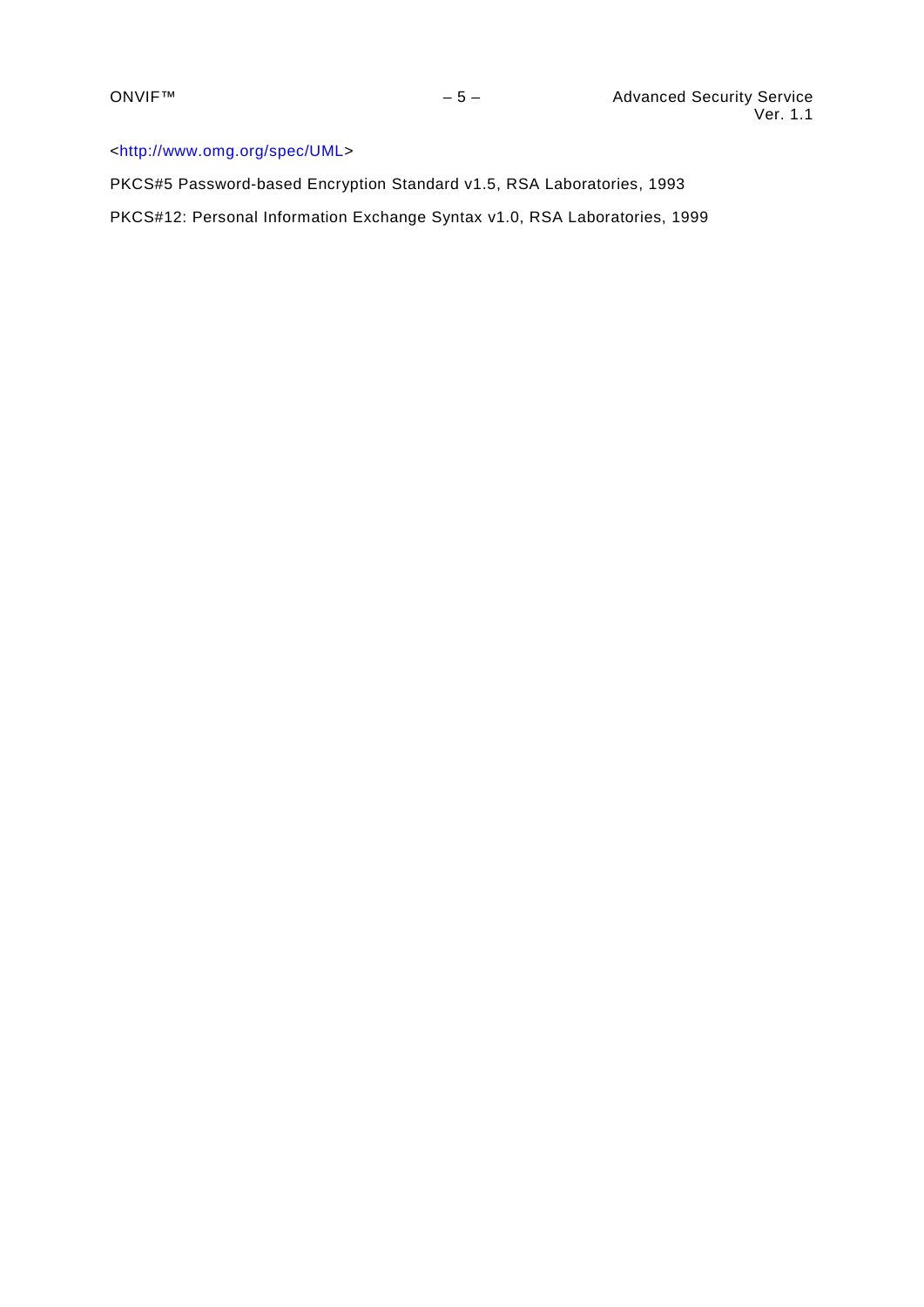<http://www.omg.org/spec/UML>

PKCS#5 Password-based Encryption Standard v1.5, RSA Laboratories, 1993

PKCS#12: Personal Information Exchange Syntax v1.0, RSA Laboratories, 1999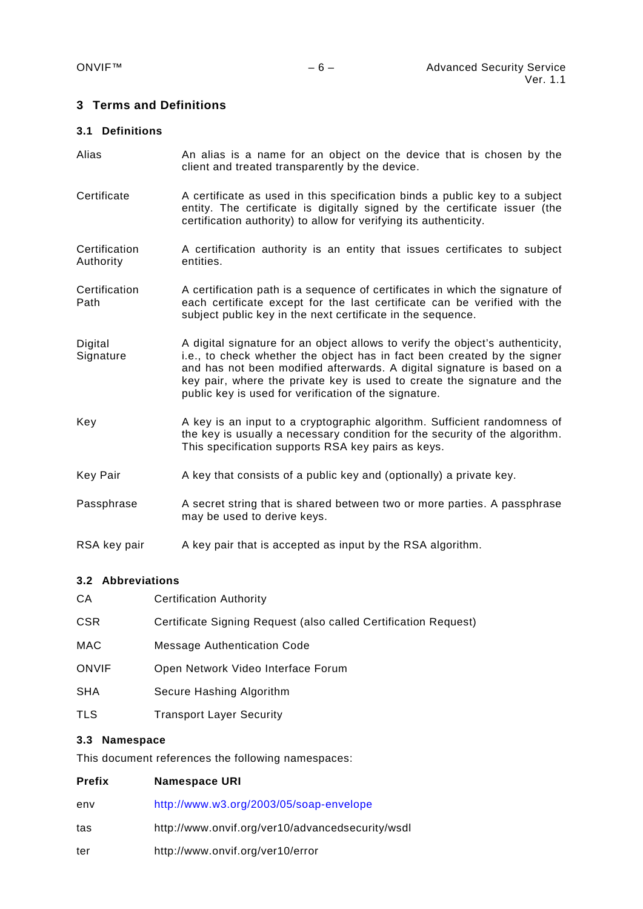# 3 Terms and Definitions

## 3.1 Definitions

| | |
|---|---|
| Alias | An alias is a name for an object on the device that is chosen by the client and treated transparently by the device. |
| Certificate | A certificate as used in this specification binds a public key to a subject entity. The certificate is digitally signed by the certificate issuer (the certification authority) to allow for verifying its authenticity. |
| Certification Authority | A certification authority is an entity that issues certificates to subject entities. |
| Certification Path | A certification path is a sequence of certificates in which the signature of each certificate except for the last certificate can be verified with the subject public key in the next certificate in the sequence. |
| Digital Signature | A digital signature for an object allows to verify the object's authenticity, i.e., to check whether the object has in fact been created by the signer and has not been modified afterwards. A digital signature is based on a key pair, where the private key is used to create the signature and the public key is used for verification of the signature. |
| Key | A key is an input to a cryptographic algorithm. Sufficient randomness of the key is usually a necessary condition for the security of the algorithm. This specification supports RSA key pairs as keys. |
| Key Pair | A key that consists of a public key and (optionally) a private key. |
| Passphrase | A secret string that is shared between two or more parties. A passphrase may be used to derive keys. |
| RSA key pair | A key pair that is accepted as input by the RSA algorithm. |

## 3.2 Abbreviations

| | |
|---|---|
| CA | Certification Authority |
| CSR | Certificate Signing Request (also called Certification Request) |
| MAC | Message Authentication Code |
| ONVIF | Open Network Video Interface Forum |
| SHA | Secure Hashing Algorithm |
| TLS | Transport Layer Security |

## 3.3 Namespace

This document references the following namespaces:

| Prefix | Namespace URI |
|---|---|
| env | http://www.w3.org/2003/05/soap-envelope |
| tas | http://www.onvif.org/ver10/advancedsecurity/wsdl |
| ter | http://www.onvif.org/ver10/error |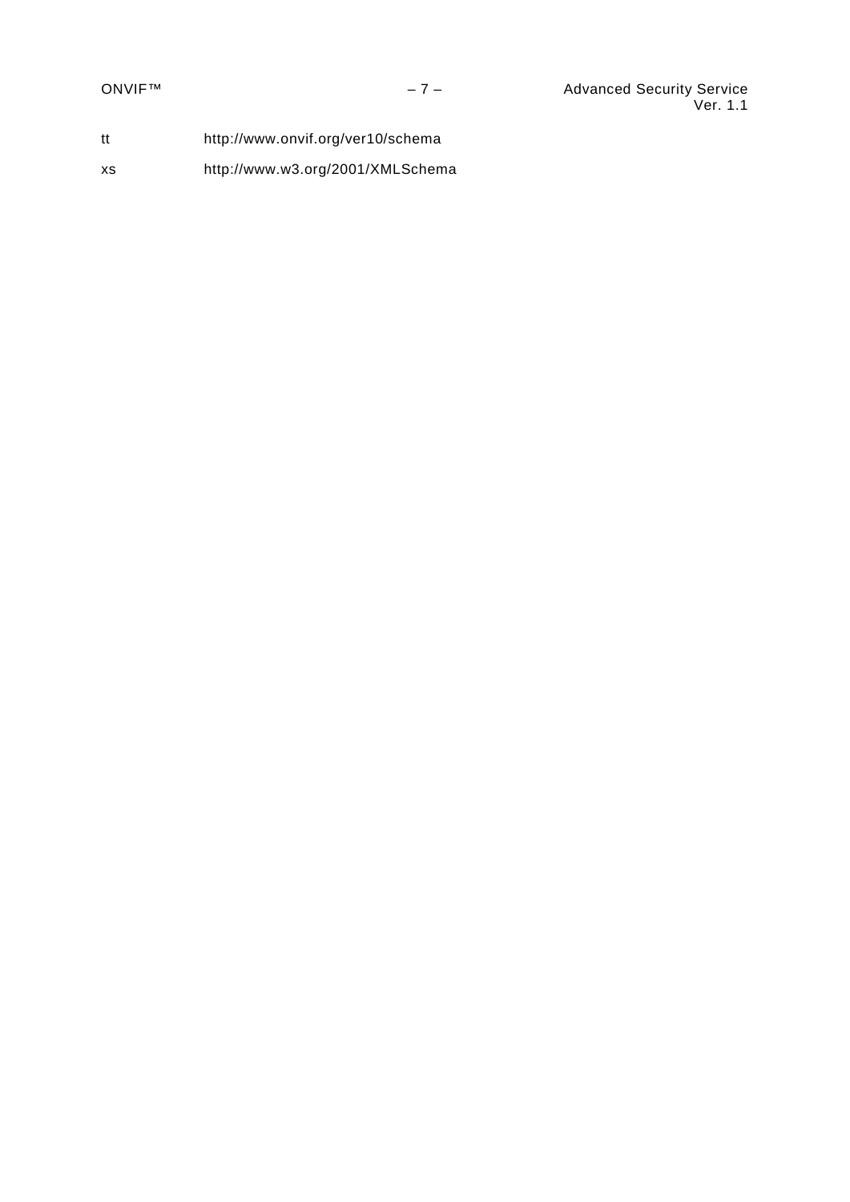| | |
|---|---|
| tt | http://www.onvif.org/ver10/schema |
| xs | http://www.w3.org/2001/XMLSchema |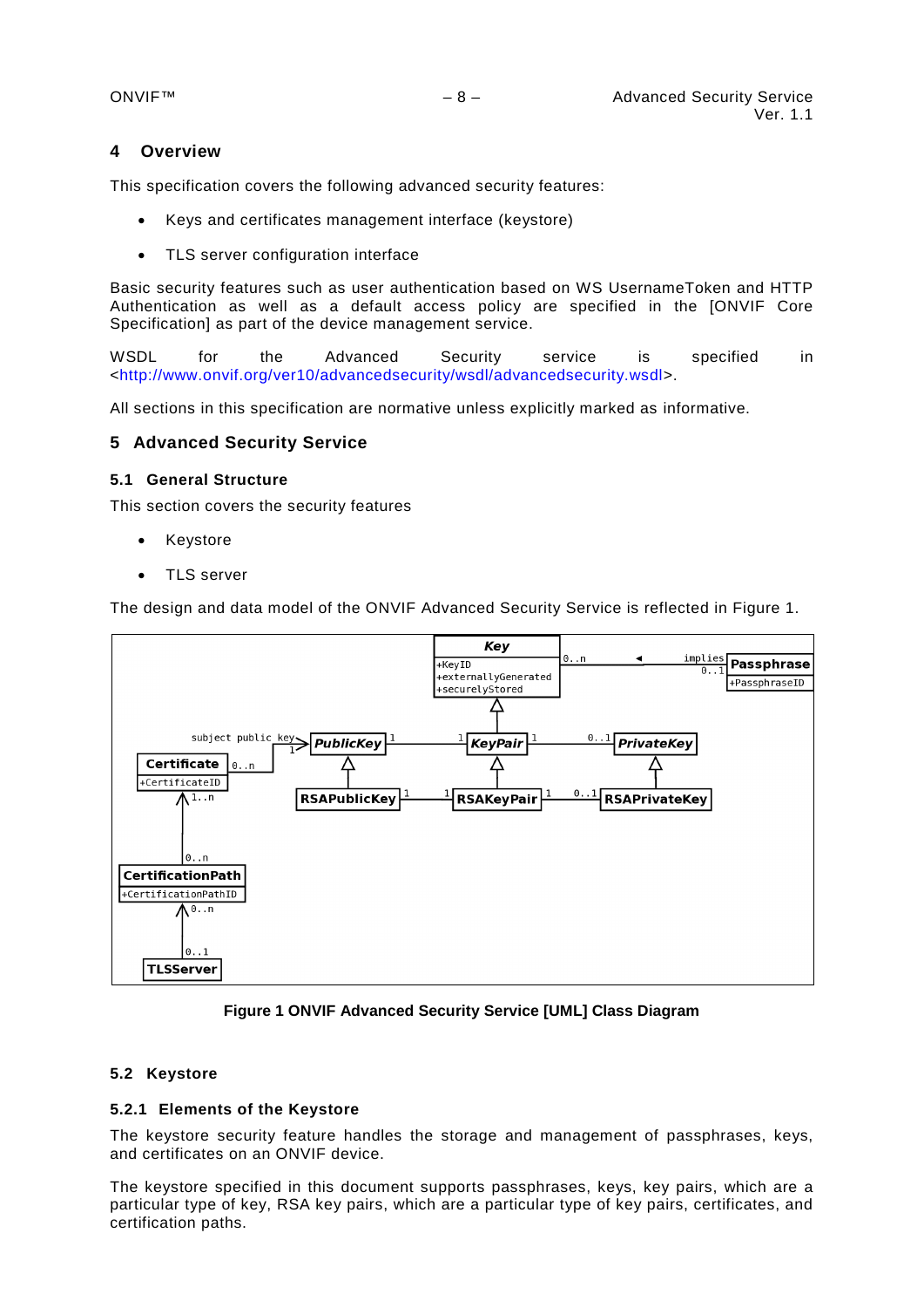## 4 Overview

This specification covers the following advanced security features:

- Keys and certificates management interface (keystore)
- TLS server configuration interface

Basic security features such as user authentication based on WS UsernameToken and HTTP Authentication as well as a default access policy are specified in the [ONVIF Core Specification] as part of the device management service.

WSDL for the Advanced Security service is specified in <http://www.onvif.org/ver10/advancedsecurity/wsdl/advancedsecurity.wsdl>.

All sections in this specification are normative unless explicitly marked as informative.

## 5 Advanced Security Service

### 5.1 General Structure

This section covers the security features

- Keystore
- TLS server

The design and data model of the ONVIF Advanced Security Service is reflected in Figure 1.

Figure 1 ONVIF Advanced Security Service [UML] Class Diagram

### 5.2 Keystore

#### 5.2.1 Elements of the Keystore

The keystore security feature handles the storage and management of passphrases, keys, and certificates on an ONVIF device.

The keystore specified in this document supports passphrases, keys, key pairs, which are a particular type of key, RSA key pairs, which are a particular type of key pairs, certificates, and certification paths.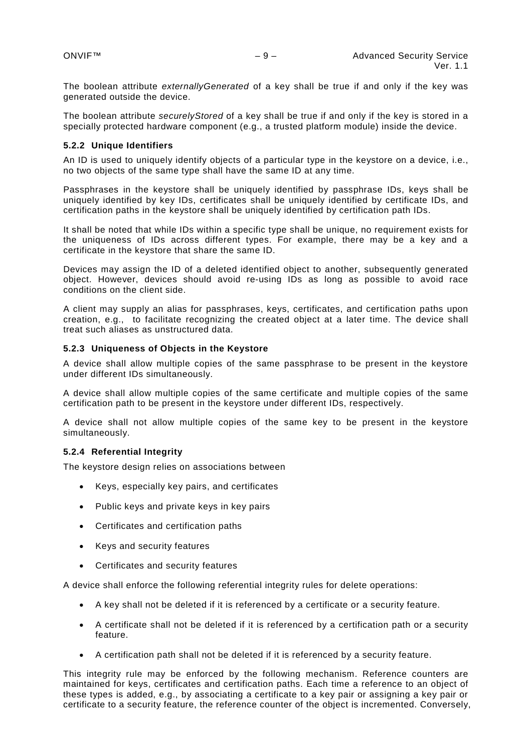The boolean attribute *externallyGenerated* of a key shall be true if and only if the key was generated outside the device.

The boolean attribute *securelyStored* of a key shall be true if and only if the key is stored in a specially protected hardware component (e.g., a trusted platform module) inside the device.

### 5.2.2 Unique Identifiers

An ID is used to uniquely identify objects of a particular type in the keystore on a device, i.e., no two objects of the same type shall have the same ID at any time.

Passphrases in the keystore shall be uniquely identified by passphrase IDs, keys shall be uniquely identified by key IDs, certificates shall be uniquely identified by certificate IDs, and certification paths in the keystore shall be uniquely identified by certification path IDs.

It shall be noted that while IDs within a specific type shall be unique, no requirement exists for the uniqueness of IDs across different types. For example, there may be a key and a certificate in the keystore that share the same ID.

Devices may assign the ID of a deleted identified object to another, subsequently generated object. However, devices should avoid re-using IDs as long as possible to avoid race conditions on the client side.

A client may supply an alias for passphrases, keys, certificates, and certification paths upon creation, e.g., to facilitate recognizing the created object at a later time. The device shall treat such aliases as unstructured data.

### 5.2.3 Uniqueness of Objects in the Keystore

A device shall allow multiple copies of the same passphrase to be present in the keystore under different IDs simultaneously.

A device shall allow multiple copies of the same certificate and multiple copies of the same certification path to be present in the keystore under different IDs, respectively.

A device shall not allow multiple copies of the same key to be present in the keystore simultaneously.

### 5.2.4 Referential Integrity

The keystore design relies on associations between

- Keys, especially key pairs, and certificates
- Public keys and private keys in key pairs
- Certificates and certification paths
- Keys and security features
- Certificates and security features

A device shall enforce the following referential integrity rules for delete operations:

- A key shall not be deleted if it is referenced by a certificate or a security feature.
- A certificate shall not be deleted if it is referenced by a certification path or a security feature.
- A certification path shall not be deleted if it is referenced by a security feature.

This integrity rule may be enforced by the following mechanism. Reference counters are maintained for keys, certificates and certification paths. Each time a reference to an object of these types is added, e.g., by associating a certificate to a key pair or assigning a key pair or certificate to a security feature, the reference counter of the object is incremented. Conversely,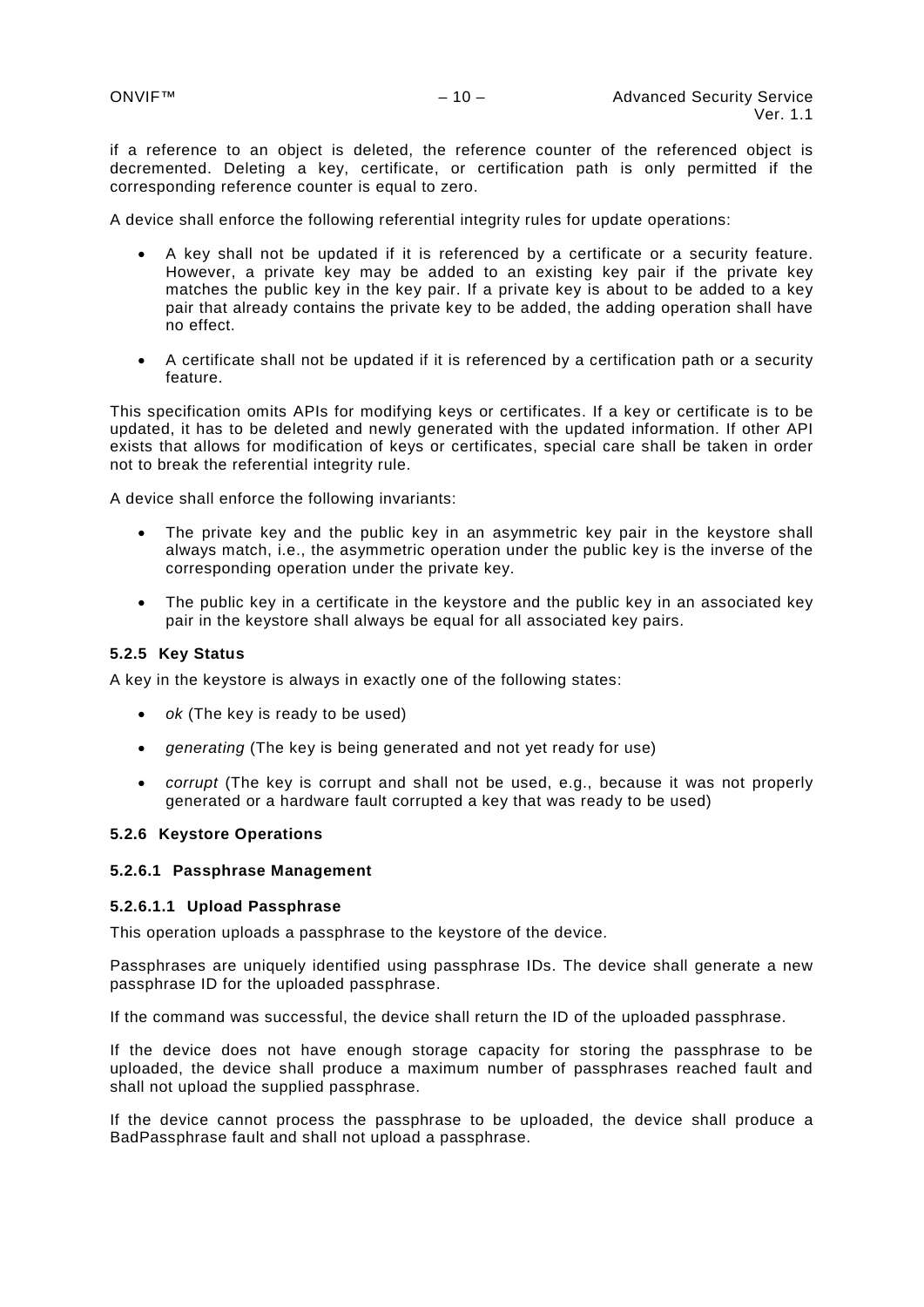if a reference to an object is deleted, the reference counter of the referenced object is decremented. Deleting a key, certificate, or certification path is only permitted if the corresponding reference counter is equal to zero.

A device shall enforce the following referential integrity rules for update operations:

- A key shall not be updated if it is referenced by a certificate or a security feature. However, a private key may be added to an existing key pair if the private key matches the public key in the key pair. If a private key is about to be added to a key pair that already contains the private key to be added, the adding operation shall have no effect.

- A certificate shall not be updated if it is referenced by a certification path or a security feature.

This specification omits APIs for modifying keys or certificates. If a key or certificate is to be updated, it has to be deleted and newly generated with the updated information. If other API exists that allows for modification of keys or certificates, special care shall be taken in order not to break the referential integrity rule.

A device shall enforce the following invariants:

- The private key and the public key in an asymmetric key pair in the keystore shall always match, i.e., the asymmetric operation under the public key is the inverse of the corresponding operation under the private key.

- The public key in a certificate in the keystore and the public key in an associated key pair in the keystore shall always be equal for all associated key pairs.

### 5.2.5 Key Status

A key in the keystore is always in exactly one of the following states:

- *ok* (The key is ready to be used)

- *generating* (The key is being generated and not yet ready for use)

- *corrupt* (The key is corrupt and shall not be used, e.g., because it was not properly generated or a hardware fault corrupted a key that was ready to be used)

### 5.2.6 Keystore Operations

#### 5.2.6.1 Passphrase Management

##### 5.2.6.1.1 Upload Passphrase

This operation uploads a passphrase to the keystore of the device.

Passphrases are uniquely identified using passphrase IDs. The device shall generate a new passphrase ID for the uploaded passphrase.

If the command was successful, the device shall return the ID of the uploaded passphrase.

If the device does not have enough storage capacity for storing the passphrase to be uploaded, the device shall produce a maximum number of passphrases reached fault and shall not upload the supplied passphrase.

If the device cannot process the passphrase to be uploaded, the device shall produce a BadPassphrase fault and shall not upload a passphrase.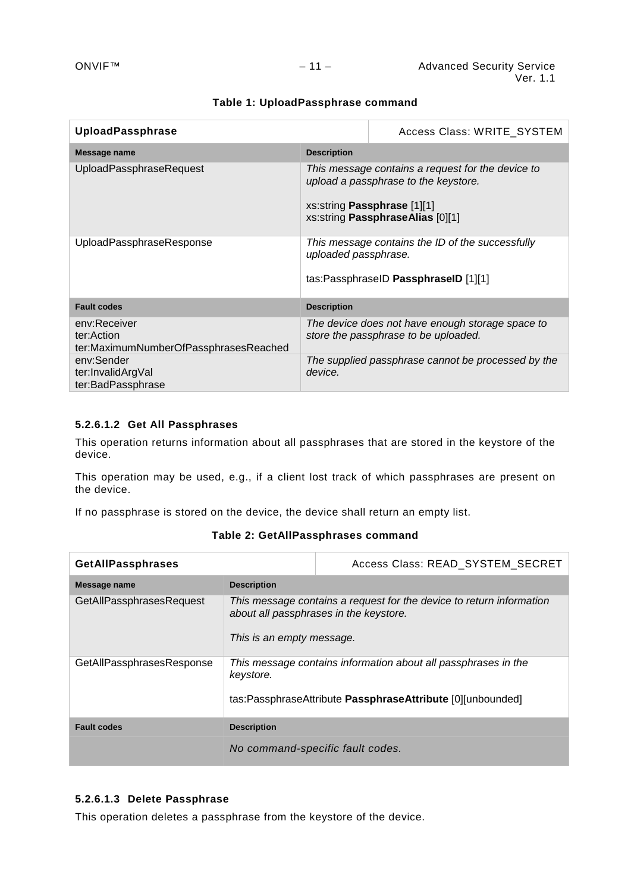**Table 1: UploadPassphrase command**

| **UploadPassphrase** | Access Class: WRITE_SYSTEM |
|---|---|
| **Message name** | **Description** |
| UploadPassphraseRequest | *This message contains a request for the device to upload a passphrase to the keystore.*<br><br>xs:string **Passphrase** [1][1]<br>xs:string **PassphraseAlias** [0][1] |
| UploadPassphraseResponse | *This message contains the ID of the successfully uploaded passphrase.*<br><br>tas:PassphraseID **PassphraseID** [1][1] |
| **Fault codes** | **Description** |
| env:Receiver<br>ter:Action<br>ter:MaximumNumberOfPassphrasesReached | *The device does not have enough storage space to store the passphrase to be uploaded.* |
| env:Sender<br>ter:InvalidArgVal<br>ter:BadPassphrase | *The supplied passphrase cannot be processed by the device.* |

#### 5.2.6.1.2 Get All Passphrases

This operation returns information about all passphrases that are stored in the keystore of the device.

This operation may be used, e.g., if a client lost track of which passphrases are present on the device.

If no passphrase is stored on the device, the device shall return an empty list.

**Table 2: GetAllPassphrases command**

| **GetAllPassphrases** | Access Class: READ_SYSTEM_SECRET |
|---|---|
| **Message name** | **Description** |
| GetAllPassphrasesRequest | *This message contains a request for the device to return information about all passphrases in the keystore.*<br><br>*This is an empty message.* |
| GetAllPassphrasesResponse | *This message contains information about all passphrases in the keystore.*<br><br>tas:PassphraseAttribute **PassphraseAttribute** [0][unbounded] |
| **Fault codes** | **Description** |
| | *No command-specific fault codes.* |

#### 5.2.6.1.3 Delete Passphrase

This operation deletes a passphrase from the keystore of the device.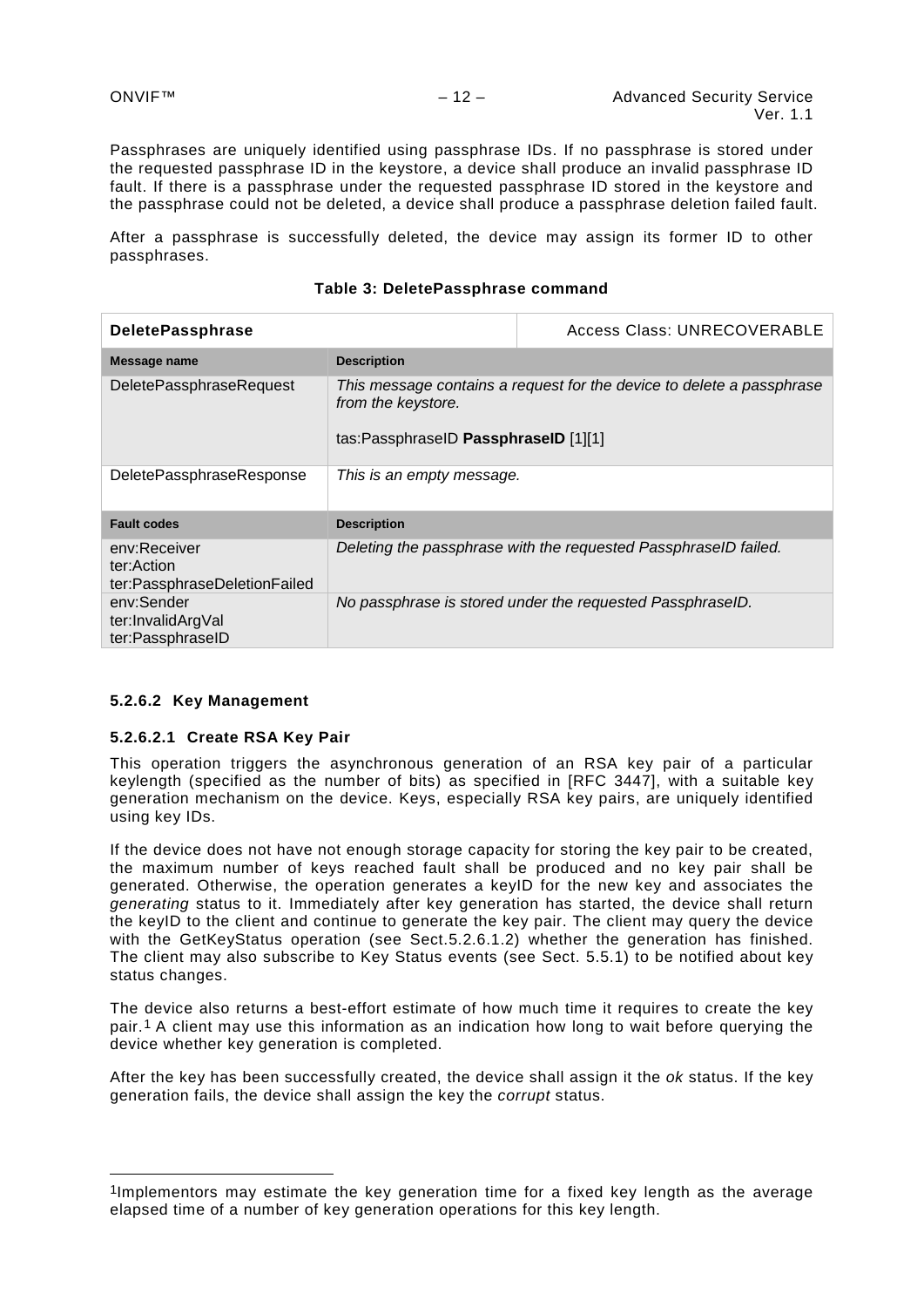Passphrases are uniquely identified using passphrase IDs. If no passphrase is stored under the requested passphrase ID in the keystore, a device shall produce an invalid passphrase ID fault. If there is a passphrase under the requested passphrase ID stored in the keystore and the passphrase could not be deleted, a device shall produce a passphrase deletion failed fault.

After a passphrase is successfully deleted, the device may assign its former ID to other passphrases.

**Table 3: DeletePassphrase command**

| **DeletePassphrase** | Access Class: UNRECOVERABLE |
|---|---|
| **Message name** | **Description** |
| DeletePassphraseRequest | *This message contains a request for the device to delete a passphrase from the keystore.*<br><br>tas:PassphraseID **PassphraseID** [1][1] |
| DeletePassphraseResponse | *This is an empty message.* |
| **Fault codes** | **Description** |
| env:Receiver<br>ter:Action<br>ter:PassphraseDeletionFailed | *Deleting the passphrase with the requested PassphraseID failed.* |
| env:Sender<br>ter:InvalidArgVal<br>ter:PassphraseID | *No passphrase is stored under the requested PassphraseID.* |

#### 5.2.6.2 Key Management

##### 5.2.6.2.1 Create RSA Key Pair

This operation triggers the asynchronous generation of an RSA key pair of a particular keylength (specified as the number of bits) as specified in [RFC 3447], with a suitable key generation mechanism on the device. Keys, especially RSA key pairs, are uniquely identified using key IDs.

If the device does not have not enough storage capacity for storing the key pair to be created, the maximum number of keys reached fault shall be produced and no key pair shall be generated. Otherwise, the operation generates a keyID for the new key and associates the *generating* status to it. Immediately after key generation has started, the device shall return the keyID to the client and continue to generate the key pair. The client may query the device with the GetKeyStatus operation (see Sect.5.2.6.1.2) whether the generation has finished. The client may also subscribe to Key Status events (see Sect. 5.5.1) to be notified about key status changes.

The device also returns a best-effort estimate of how much time it requires to create the key pair.[1] A client may use this information as an indication how long to wait before querying the device whether key generation is completed.

After the key has been successfully created, the device shall assign it the *ok* status. If the key generation fails, the device shall assign the key the *corrupt* status.

---

[1]Implementors may estimate the key generation time for a fixed key length as the average elapsed time of a number of key generation operations for this key length.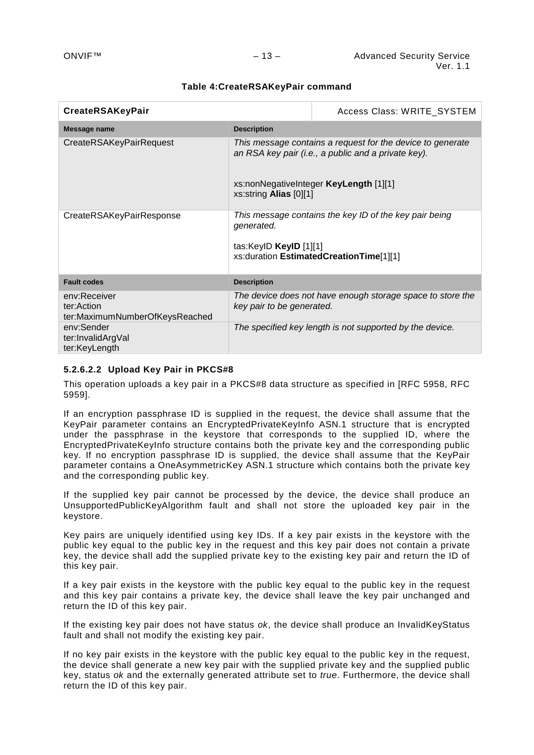**Table 4:CreateRSAKeyPair command**

| **CreateRSAKeyPair** | | Access Class: WRITE_SYSTEM |
|---|---|---|
| **Message name** | **Description** | |
| CreateRSAKeyPairRequest | *This message contains a request for the device to generate an RSA key pair (i.e., a public and a private key).*<br><br>xs:nonNegativeInteger **KeyLength** [1][1]<br>xs:string **Alias** [0][1] | |
| CreateRSAKeyPairResponse | *This message contains the key ID of the key pair being generated.*<br><br>tas:KeyID **KeyID** [1][1]<br>xs:duration **EstimatedCreationTime**[1][1] | |
| **Fault codes** | **Description** | |
| env:Receiver<br>ter:Action<br>ter:MaximumNumberOfKeysReached | *The device does not have enough storage space to store the key pair to be generated.* | |
| env:Sender<br>ter:InvalidArgVal<br>ter:KeyLength | *The specified key length is not supported by the device.* | |

#### 5.2.6.2.2 Upload Key Pair in PKCS#8

This operation uploads a key pair in a PKCS#8 data structure as specified in [RFC 5958, RFC 5959].

If an encryption passphrase ID is supplied in the request, the device shall assume that the KeyPair parameter contains an EncryptedPrivateKeyInfo ASN.1 structure that is encrypted under the passphrase in the keystore that corresponds to the supplied ID, where the EncryptedPrivateKeyInfo structure contains both the private key and the corresponding public key. If no encryption passphrase ID is supplied, the device shall assume that the KeyPair parameter contains a OneAsymmetricKey ASN.1 structure which contains both the private key and the corresponding public key.

If the supplied key pair cannot be processed by the device, the device shall produce an UnsupportedPublicKeyAlgorithm fault and shall not store the uploaded key pair in the keystore.

Key pairs are uniquely identified using key IDs. If a key pair exists in the keystore with the public key equal to the public key in the request and this key pair does not contain a private key, the device shall add the supplied private key to the existing key pair and return the ID of this key pair.

If a key pair exists in the keystore with the public key equal to the public key in the request and this key pair contains a private key, the device shall leave the key pair unchanged and return the ID of this key pair.

If the existing key pair does not have status *ok*, the device shall produce an InvalidKeyStatus fault and shall not modify the existing key pair.

If no key pair exists in the keystore with the public key equal to the public key in the request, the device shall generate a new key pair with the supplied private key and the supplied public key, status *ok* and the externally generated attribute set to *true*. Furthermore, the device shall return the ID of this key pair.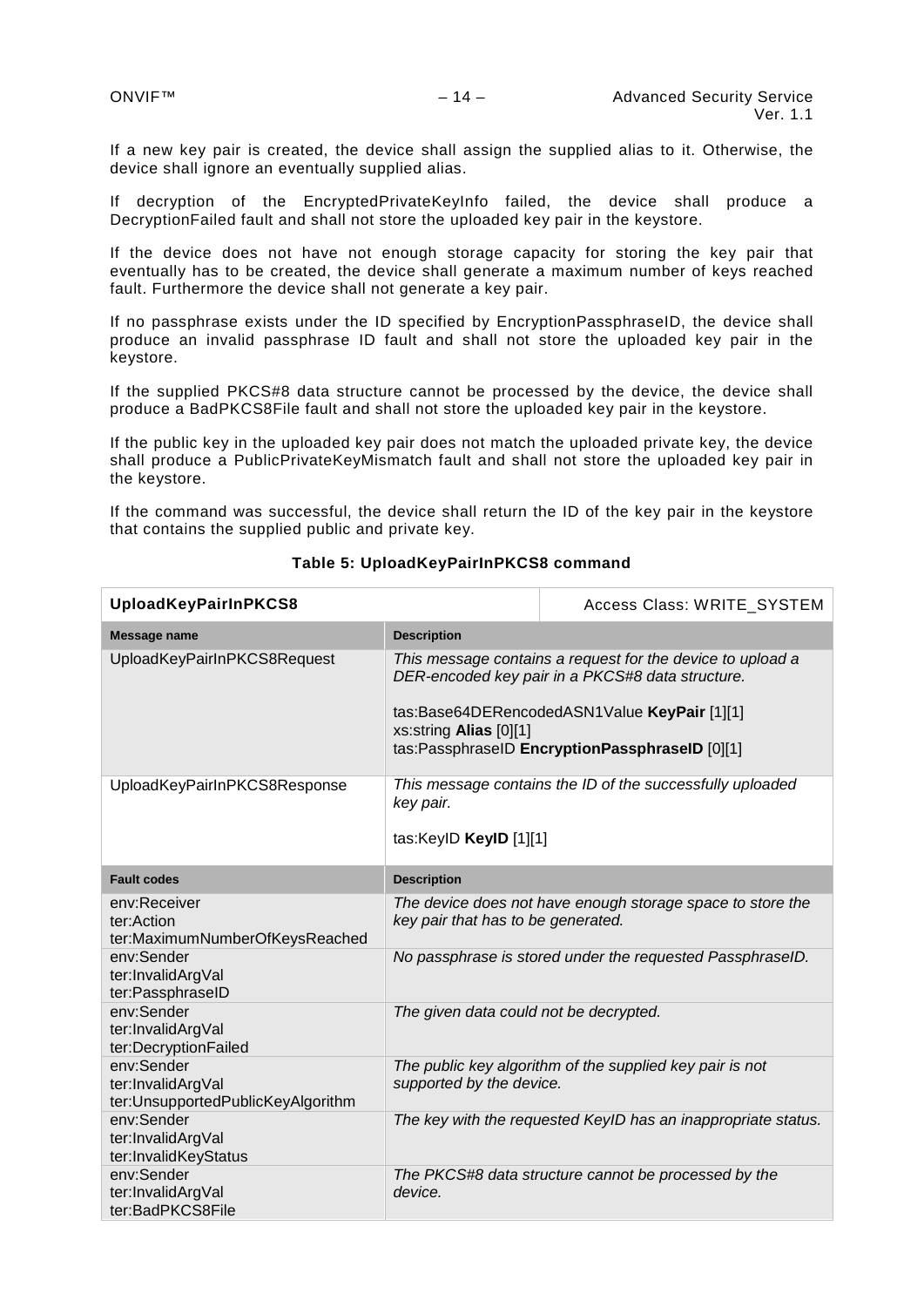If a new key pair is created, the device shall assign the supplied alias to it. Otherwise, the device shall ignore an eventually supplied alias.

If decryption of the EncryptedPrivateKeyInfo failed, the device shall produce a DecryptionFailed fault and shall not store the uploaded key pair in the keystore.

If the device does not have not enough storage capacity for storing the key pair that eventually has to be created, the device shall generate a maximum number of keys reached fault. Furthermore the device shall not generate a key pair.

If no passphrase exists under the ID specified by EncryptionPassphraseID, the device shall produce an invalid passphrase ID fault and shall not store the uploaded key pair in the keystore.

If the supplied PKCS#8 data structure cannot be processed by the device, the device shall produce a BadPKCS8File fault and shall not store the uploaded key pair in the keystore.

If the public key in the uploaded key pair does not match the uploaded private key, the device shall produce a PublicPrivateKeyMismatch fault and shall not store the uploaded key pair in the keystore.

If the command was successful, the device shall return the ID of the key pair in the keystore that contains the supplied public and private key.

**Table 5: UploadKeyPairInPKCS8 command**

| **UploadKeyPairInPKCS8** | Access Class: WRITE_SYSTEM |
|---|---|
| **Message name** | **Description** |
| UploadKeyPairInPKCS8Request | *This message contains a request for the device to upload a DER-encoded key pair in a PKCS#8 data structure.*<br><br>tas:Base64DERencodedASN1Value **KeyPair** [1][1]<br>xs:string **Alias** [0][1]<br>tas:PassphraseID **EncryptionPassphraseID** [0][1] |
| UploadKeyPairInPKCS8Response | *This message contains the ID of the successfully uploaded key pair.*<br><br>tas:KeyID **KeyID** [1][1] |
| **Fault codes** | **Description** |
| env:Receiver<br>ter:Action<br>ter:MaximumNumberOfKeysReached | *The device does not have enough storage space to store the key pair that has to be generated.* |
| env:Sender<br>ter:InvalidArgVal<br>ter:PassphraseID | *No passphrase is stored under the requested PassphraseID.* |
| env:Sender<br>ter:InvalidArgVal<br>ter:DecryptionFailed | *The given data could not be decrypted.* |
| env:Sender<br>ter:InvalidArgVal<br>ter:UnsupportedPublicKeyAlgorithm | *The public key algorithm of the supplied key pair is not supported by the device.* |
| env:Sender<br>ter:InvalidArgVal<br>ter:InvalidKeyStatus | *The key with the requested KeyID has an inappropriate status.* |
| env:Sender<br>ter:InvalidArgVal<br>ter:BadPKCS8File | *The PKCS#8 data structure cannot be processed by the device.* |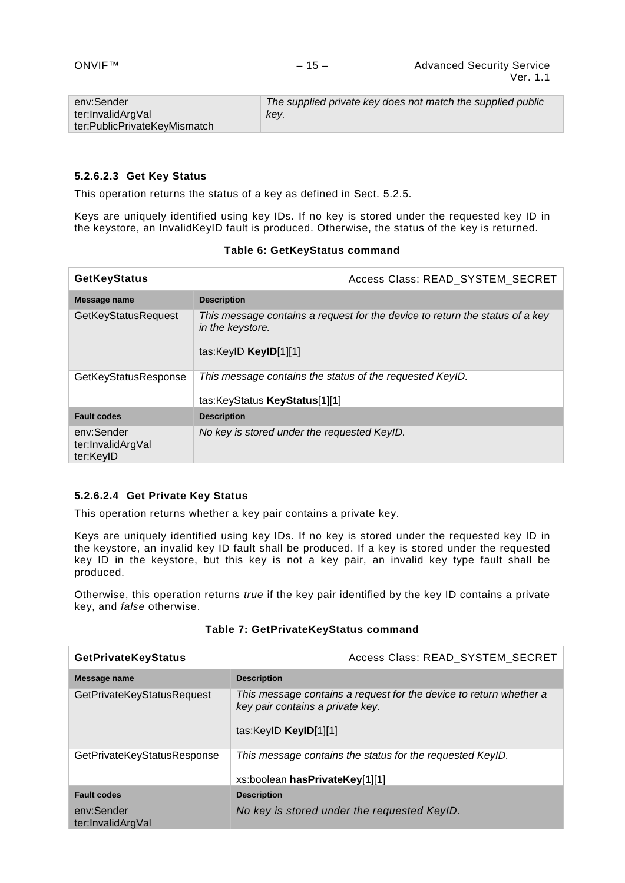| | |
|---|---|
| env:Sender<br>ter:InvalidArgVal<br>ter:PublicPrivateKeyMismatch | *The supplied private key does not match the supplied public key.* |

#### 5.2.6.2.3 Get Key Status

This operation returns the status of a key as defined in Sect. 5.2.5.

Keys are uniquely identified using key IDs. If no key is stored under the requested key ID in the keystore, an InvalidKeyID fault is produced. Otherwise, the status of the key is returned.

**Table 6: GetKeyStatus command**

| **GetKeyStatus** | Access Class: READ_SYSTEM_SECRET |
|---|---|
| **Message name** | **Description** |
| GetKeyStatusRequest | *This message contains a request for the device to return the status of a key in the keystore.*<br><br>tas:KeyID **KeyID**[1][1] |
| GetKeyStatusResponse | *This message contains the status of the requested KeyID.*<br><br>tas:KeyStatus **KeyStatus**[1][1] |
| **Fault codes** | **Description** |
| env:Sender<br>ter:InvalidArgVal<br>ter:KeyID | *No key is stored under the requested KeyID.* |

#### 5.2.6.2.4 Get Private Key Status

This operation returns whether a key pair contains a private key.

Keys are uniquely identified using key IDs. If no key is stored under the requested key ID in the keystore, an invalid key ID fault shall be produced. If a key is stored under the requested key ID in the keystore, but this key is not a key pair, an invalid key type fault shall be produced.

Otherwise, this operation returns *true* if the key pair identified by the key ID contains a private key, and *false* otherwise.

**Table 7: GetPrivateKeyStatus command**

| **GetPrivateKeyStatus** | Access Class: READ_SYSTEM_SECRET |
|---|---|
| **Message name** | **Description** |
| GetPrivateKeyStatusRequest | *This message contains a request for the device to return whether a key pair contains a private key.*<br><br>tas:KeyID **KeyID**[1][1] |
| GetPrivateKeyStatusResponse | *This message contains the status for the requested KeyID.*<br><br>xs:boolean **hasPrivateKey**[1][1] |
| **Fault codes** | **Description** |
| env:Sender<br>ter:InvalidArgVal | *No key is stored under the requested KeyID.* |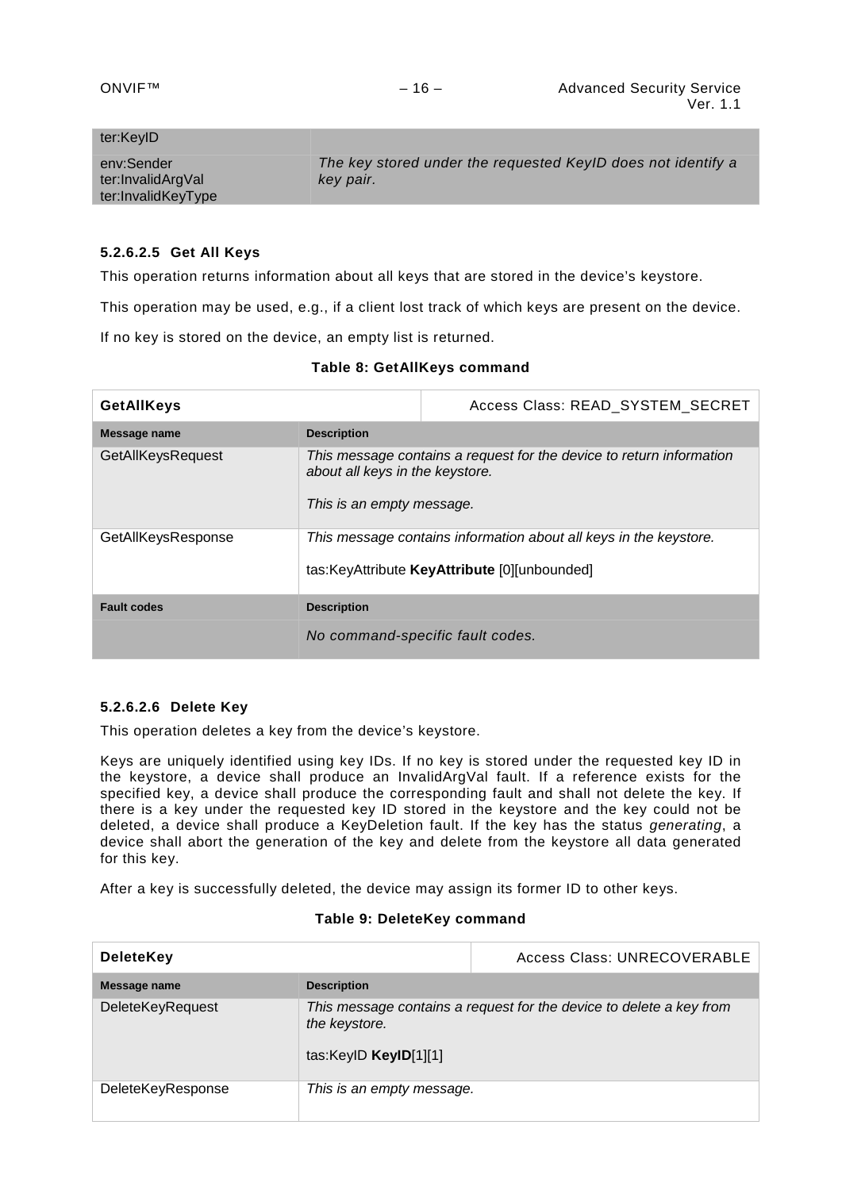| | |
|---|---|
| ter:KeyID | |
| env:Sender<br>ter:InvalidArgVal<br>ter:InvalidKeyType | *The key stored under the requested KeyID does not identify a key pair.* |

#### 5.2.6.2.5 Get All Keys

This operation returns information about all keys that are stored in the device's keystore.

This operation may be used, e.g., if a client lost track of which keys are present on the device.

If no key is stored on the device, an empty list is returned.

**Table 8: GetAllKeys command**

| **GetAllKeys** | Access Class: READ_SYSTEM_SECRET |
|---|---|
| **Message name** | **Description** |
| GetAllKeysRequest | *This message contains a request for the device to return information about all keys in the keystore.*<br><br>*This is an empty message.* |
| GetAllKeysResponse | *This message contains information about all keys in the keystore.*<br><br>tas:KeyAttribute **KeyAttribute** [0][unbounded] |
| **Fault codes** | **Description** |
| | *No command-specific fault codes.* |

#### 5.2.6.2.6 Delete Key

This operation deletes a key from the device's keystore.

Keys are uniquely identified using key IDs. If no key is stored under the requested key ID in the keystore, a device shall produce an InvalidArgVal fault. If a reference exists for the specified key, a device shall produce the corresponding fault and shall not delete the key. If there is a key under the requested key ID stored in the keystore and the key could not be deleted, a device shall produce a KeyDeletion fault. If the key has the status *generating*, a device shall abort the generation of the key and delete from the keystore all data generated for this key.

After a key is successfully deleted, the device may assign its former ID to other keys.

**Table 9: DeleteKey command**

| **DeleteKey** | Access Class: UNRECOVERABLE |
|---|---|
| **Message name** | **Description** |
| DeleteKeyRequest | *This message contains a request for the device to delete a key from the keystore.*<br><br>tas:KeyID **KeyID**[1][1] |
| DeleteKeyResponse | *This is an empty message.* |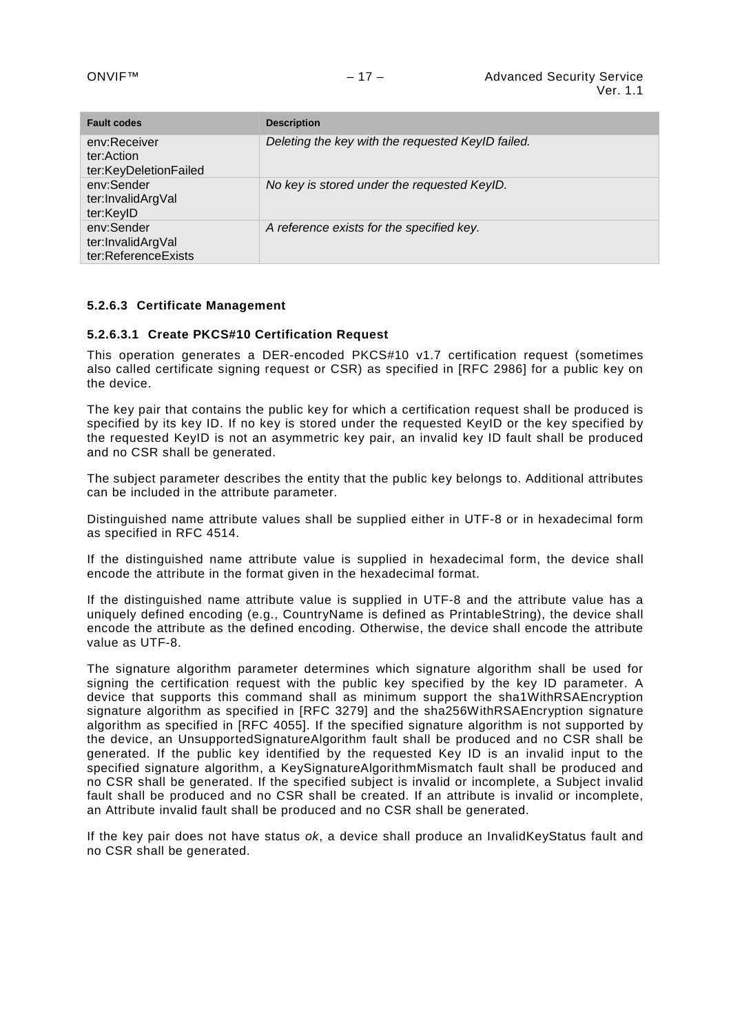| Fault codes | Description |
|---|---|
| env:Receiver<br>ter:Action<br>ter:KeyDeletionFailed | *Deleting the key with the requested KeyID failed.* |
| env:Sender<br>ter:InvalidArgVal<br>ter:KeyID | *No key is stored under the requested KeyID.* |
| env:Sender<br>ter:InvalidArgVal<br>ter:ReferenceExists | *A reference exists for the specified key.* |

#### 5.2.6.3 Certificate Management

##### 5.2.6.3.1 Create PKCS#10 Certification Request

This operation generates a DER-encoded PKCS#10 v1.7 certification request (sometimes also called certificate signing request or CSR) as specified in [RFC 2986] for a public key on the device.

The key pair that contains the public key for which a certification request shall be produced is specified by its key ID. If no key is stored under the requested KeyID or the key specified by the requested KeyID is not an asymmetric key pair, an invalid key ID fault shall be produced and no CSR shall be generated.

The subject parameter describes the entity that the public key belongs to. Additional attributes can be included in the attribute parameter.

Distinguished name attribute values shall be supplied either in UTF-8 or in hexadecimal form as specified in RFC 4514.

If the distinguished name attribute value is supplied in hexadecimal form, the device shall encode the attribute in the format given in the hexadecimal format.

If the distinguished name attribute value is supplied in UTF-8 and the attribute value has a uniquely defined encoding (e.g., CountryName is defined as PrintableString), the device shall encode the attribute as the defined encoding. Otherwise, the device shall encode the attribute value as UTF-8.

The signature algorithm parameter determines which signature algorithm shall be used for signing the certification request with the public key specified by the key ID parameter. A device that supports this command shall as minimum support the sha1WithRSAEncryption signature algorithm as specified in [RFC 3279] and the sha256WithRSAEncryption signature algorithm as specified in [RFC 4055]. If the specified signature algorithm is not supported by the device, an UnsupportedSignatureAlgorithm fault shall be produced and no CSR shall be generated. If the public key identified by the requested Key ID is an invalid input to the specified signature algorithm, a KeySignatureAlgorithmMismatch fault shall be produced and no CSR shall be generated. If the specified subject is invalid or incomplete, a Subject invalid fault shall be produced and no CSR shall be created. If an attribute is invalid or incomplete, an Attribute invalid fault shall be produced and no CSR shall be generated.

If the key pair does not have status *ok*, a device shall produce an InvalidKeyStatus fault and no CSR shall be generated.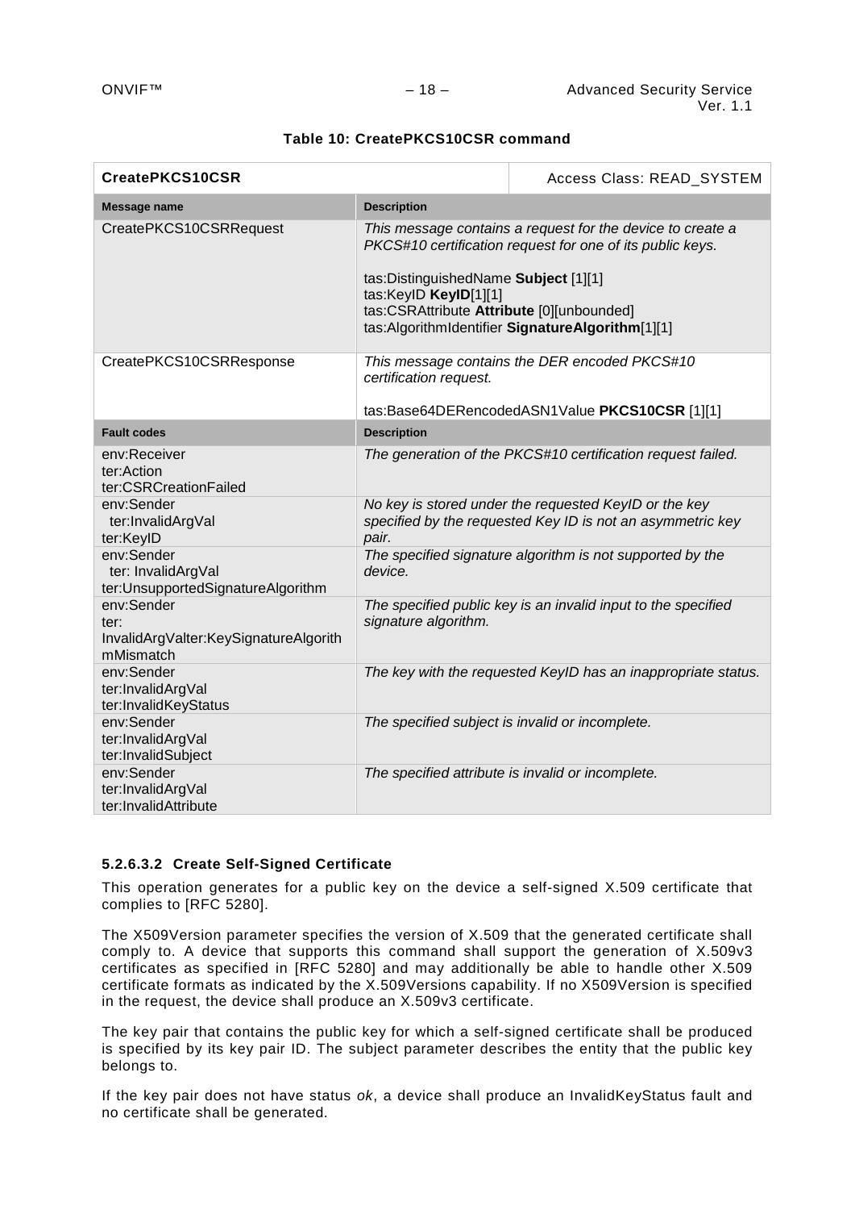**Table 10: CreatePKCS10CSR command**

| **CreatePKCS10CSR** | Access Class: READ_SYSTEM |
|---|---|
| **Message name** | **Description** |
| CreatePKCS10CSRRequest | *This message contains a request for the device to create a PKCS#10 certification request for one of its public keys.*<br><br>tas:DistinguishedName **Subject** [1][1]<br>tas:KeyID **KeyID**[1][1]<br>tas:CSRAttribute **Attribute** [0][unbounded]<br>tas:AlgorithmIdentifier **SignatureAlgorithm**[1][1] |
| CreatePKCS10CSRResponse | *This message contains the DER encoded PKCS#10 certification request.*<br><br>tas:Base64DERencodedASN1Value **PKCS10CSR** [1][1] |
| **Fault codes** | **Description** |
| env:Receiver<br>ter:Action<br>ter:CSRCreationFailed | *The generation of the PKCS#10 certification request failed.* |
| env:Sender<br>ter:InvalidArgVal<br>ter:KeyID | *No key is stored under the requested KeyID or the key specified by the requested Key ID is not an asymmetric key pair.* |
| env:Sender<br>ter: InvalidArgVal<br>ter:UnsupportedSignatureAlgorithm | *The specified signature algorithm is not supported by the device.* |
| env:Sender<br>ter:<br>InvalidArgValter:KeySignatureAlgorithmMismatch | *The specified public key is an invalid input to the specified signature algorithm.* |
| env:Sender<br>ter:InvalidArgVal<br>ter:InvalidKeyStatus | *The key with the requested KeyID has an inappropriate status.* |
| env:Sender<br>ter:InvalidArgVal<br>ter:InvalidSubject | *The specified subject is invalid or incomplete.* |
| env:Sender<br>ter:InvalidArgVal<br>ter:InvalidAttribute | *The specified attribute is invalid or incomplete.* |

#### 5.2.6.3.2 Create Self-Signed Certificate

This operation generates for a public key on the device a self-signed X.509 certificate that complies to [RFC 5280].

The X509Version parameter specifies the version of X.509 that the generated certificate shall comply to. A device that supports this command shall support the generation of X.509v3 certificates as specified in [RFC 5280] and may additionally be able to handle other X.509 certificate formats as indicated by the X.509Versions capability. If no X509Version is specified in the request, the device shall produce an X.509v3 certificate.

The key pair that contains the public key for which a self-signed certificate shall be produced is specified by its key pair ID. The subject parameter describes the entity that the public key belongs to.

If the key pair does not have status *ok*, a device shall produce an InvalidKeyStatus fault and no certificate shall be generated.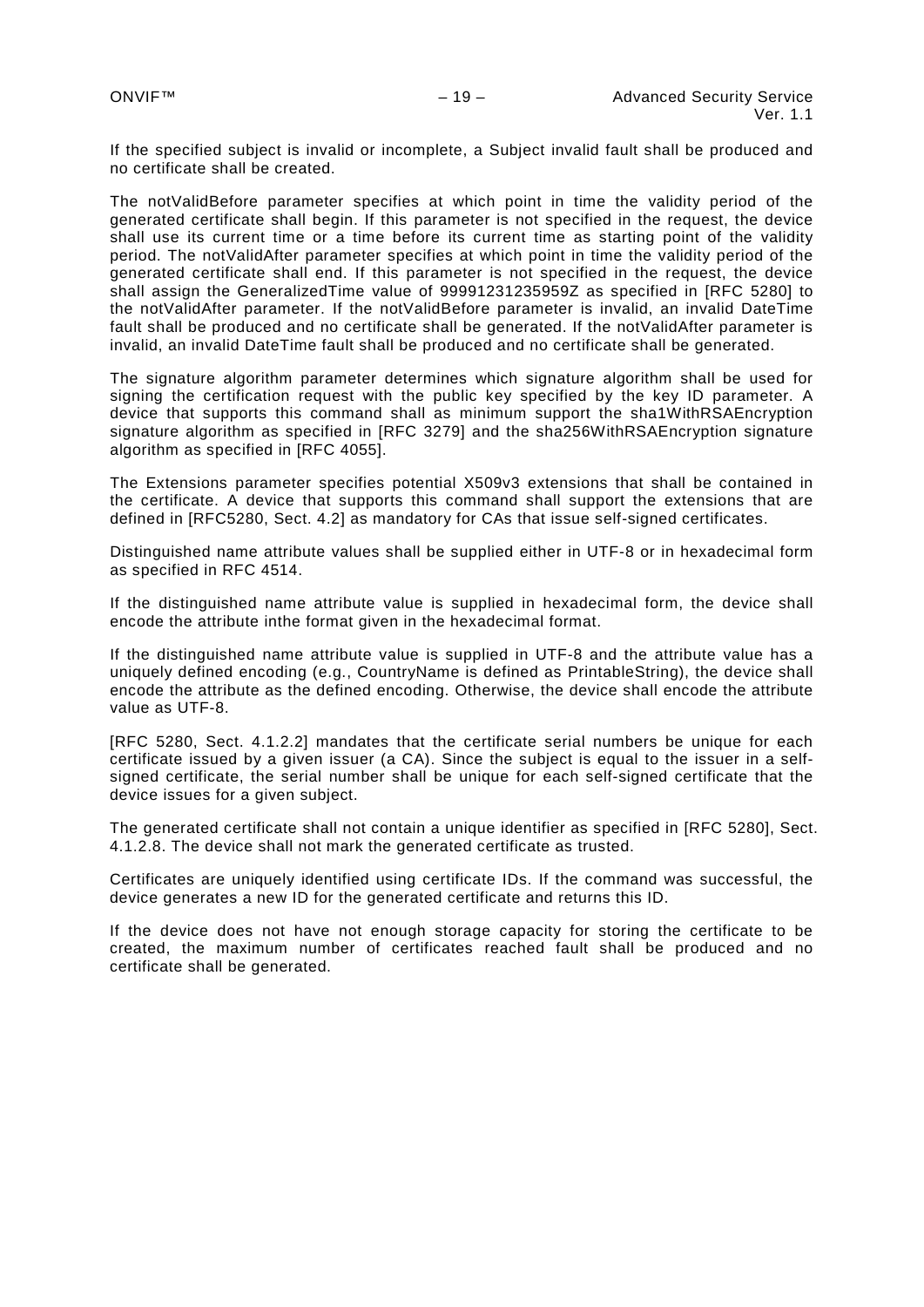If the specified subject is invalid or incomplete, a Subject invalid fault shall be produced and no certificate shall be created.

The notValidBefore parameter specifies at which point in time the validity period of the generated certificate shall begin. If this parameter is not specified in the request, the device shall use its current time or a time before its current time as starting point of the validity period. The notValidAfter parameter specifies at which point in time the validity period of the generated certificate shall end. If this parameter is not specified in the request, the device shall assign the GeneralizedTime value of 99991231235959Z as specified in [RFC 5280] to the notValidAfter parameter. If the notValidBefore parameter is invalid, an invalid DateTime fault shall be produced and no certificate shall be generated. If the notValidAfter parameter is invalid, an invalid DateTime fault shall be produced and no certificate shall be generated.

The signature algorithm parameter determines which signature algorithm shall be used for signing the certification request with the public key specified by the key ID parameter. A device that supports this command shall as minimum support the sha1WithRSAEncryption signature algorithm as specified in [RFC 3279] and the sha256WithRSAEncryption signature algorithm as specified in [RFC 4055].

The Extensions parameter specifies potential X509v3 extensions that shall be contained in the certificate. A device that supports this command shall support the extensions that are defined in [RFC5280, Sect. 4.2] as mandatory for CAs that issue self-signed certificates.

Distinguished name attribute values shall be supplied either in UTF-8 or in hexadecimal form as specified in RFC 4514.

If the distinguished name attribute value is supplied in hexadecimal form, the device shall encode the attribute inthe format given in the hexadecimal format.

If the distinguished name attribute value is supplied in UTF-8 and the attribute value has a uniquely defined encoding (e.g., CountryName is defined as PrintableString), the device shall encode the attribute as the defined encoding. Otherwise, the device shall encode the attribute value as UTF-8.

[RFC 5280, Sect. 4.1.2.2] mandates that the certificate serial numbers be unique for each certificate issued by a given issuer (a CA). Since the subject is equal to the issuer in a self-signed certificate, the serial number shall be unique for each self-signed certificate that the device issues for a given subject.

The generated certificate shall not contain a unique identifier as specified in [RFC 5280], Sect. 4.1.2.8. The device shall not mark the generated certificate as trusted.

Certificates are uniquely identified using certificate IDs. If the command was successful, the device generates a new ID for the generated certificate and returns this ID.

If the device does not have not enough storage capacity for storing the certificate to be created, the maximum number of certificates reached fault shall be produced and no certificate shall be generated.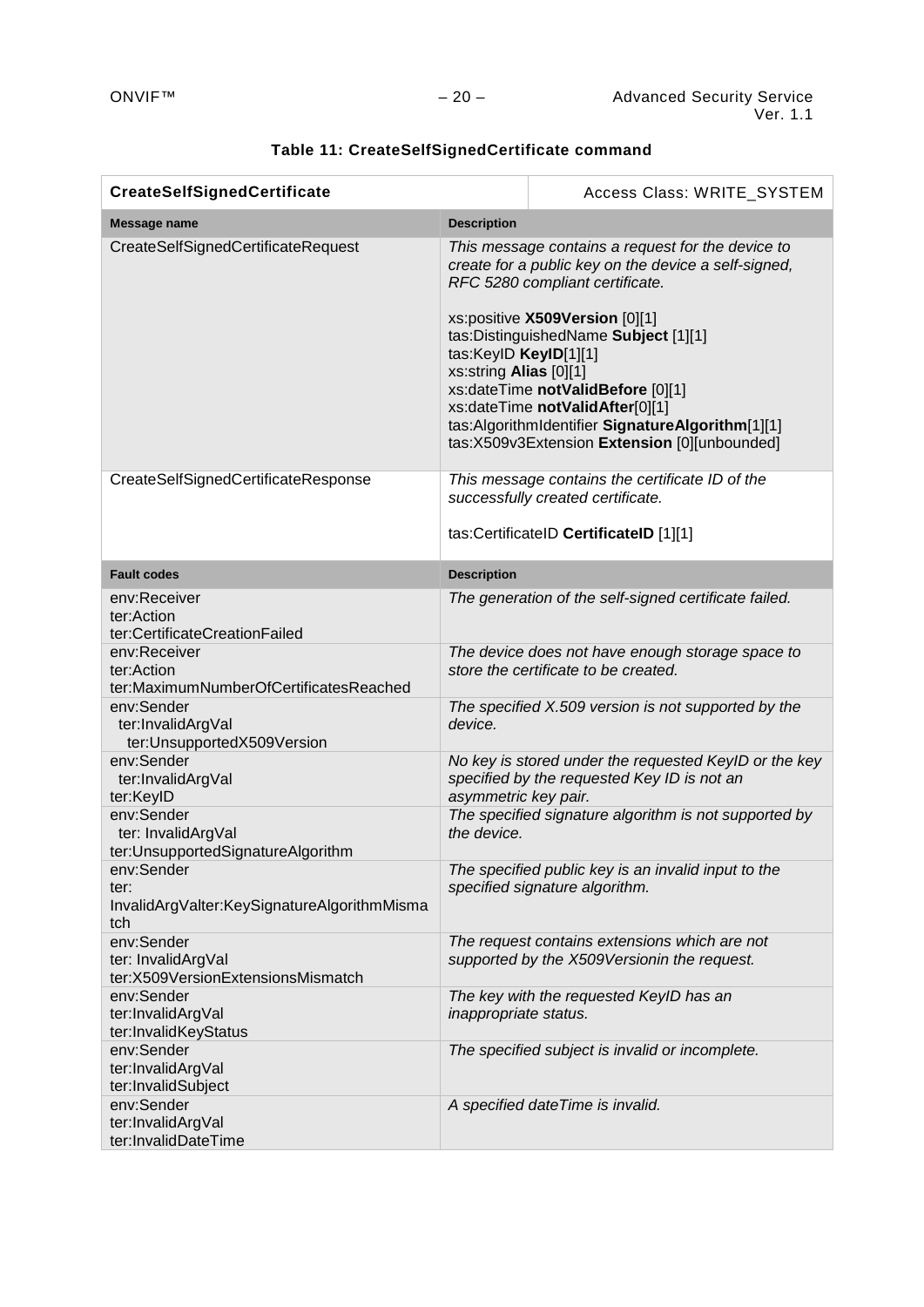**Table 11: CreateSelfSignedCertificate command**

| **CreateSelfSignedCertificate** | Access Class: WRITE_SYSTEM |
|---|---|
| **Message name** | **Description** |
| CreateSelfSignedCertificateRequest | *This message contains a request for the device to create for a public key on the device a self-signed, RFC 5280 compliant certificate.*<br><br>xs:positive **X509Version** [0][1]<br>tas:DistinguishedName **Subject** [1][1]<br>tas:KeyID **KeyID**[1][1]<br>xs:string **Alias** [0][1]<br>xs:dateTime **notValidBefore** [0][1]<br>xs:dateTime **notValidAfter**[0][1]<br>tas:AlgorithmIdentifier **SignatureAlgorithm**[1][1]<br>tas:X509v3Extension **Extension** [0][unbounded] |
| CreateSelfSignedCertificateResponse | *This message contains the certificate ID of the successfully created certificate.*<br><br>tas:CertificateID **CertificateID** [1][1] |
| **Fault codes** | **Description** |
| env:Receiver<br>ter:Action<br>ter:CertificateCreationFailed | *The generation of the self-signed certificate failed.* |
| env:Receiver<br>ter:Action<br>ter:MaximumNumberOfCertificatesReached | *The device does not have enough storage space to store the certificate to be created.* |
| env:Sender<br>ter:InvalidArgVal<br>ter:UnsupportedX509Version | *The specified X.509 version is not supported by the device.* |
| env:Sender<br>ter:InvalidArgVal<br>ter:KeyID | *No key is stored under the requested KeyID or the key specified by the requested Key ID is not an asymmetric key pair.* |
| env:Sender<br>ter: InvalidArgVal<br>ter:UnsupportedSignatureAlgorithm | *The specified signature algorithm is not supported by the device.* |
| env:Sender<br>ter:<br>InvalidArgValter:KeySignatureAlgorithmMismatch | *The specified public key is an invalid input to the specified signature algorithm.* |
| env:Sender<br>ter: InvalidArgVal<br>ter:X509VersionExtensionsMismatch | *The request contains extensions which are not supported by the X509Versionin the request.* |
| env:Sender<br>ter:InvalidArgVal<br>ter:InvalidKeyStatus | *The key with the requested KeyID has an inappropriate status.* |
| env:Sender<br>ter:InvalidArgVal<br>ter:InvalidSubject | *The specified subject is invalid or incomplete.* |
| env:Sender<br>ter:InvalidArgVal<br>ter:InvalidDateTime | *A specified dateTime is invalid.* |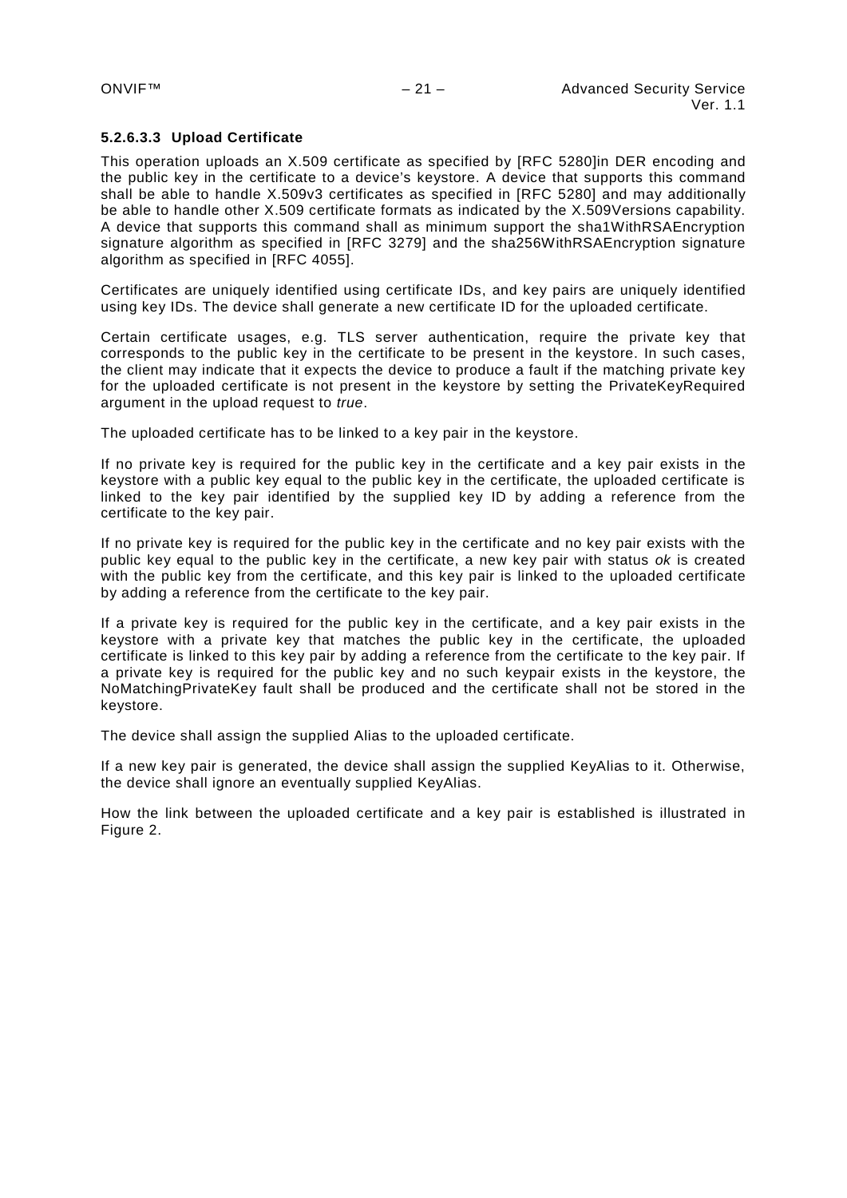#### 5.2.6.3.3 Upload Certificate

This operation uploads an X.509 certificate as specified by [RFC 5280]in DER encoding and the public key in the certificate to a device's keystore. A device that supports this command shall be able to handle X.509v3 certificates as specified in [RFC 5280] and may additionally be able to handle other X.509 certificate formats as indicated by the X.509Versions capability. A device that supports this command shall as minimum support the sha1WithRSAEncryption signature algorithm as specified in [RFC 3279] and the sha256WithRSAEncryption signature algorithm as specified in [RFC 4055].

Certificates are uniquely identified using certificate IDs, and key pairs are uniquely identified using key IDs. The device shall generate a new certificate ID for the uploaded certificate.

Certain certificate usages, e.g. TLS server authentication, require the private key that corresponds to the public key in the certificate to be present in the keystore. In such cases, the client may indicate that it expects the device to produce a fault if the matching private key for the uploaded certificate is not present in the keystore by setting the PrivateKeyRequired argument in the upload request to *true*.

The uploaded certificate has to be linked to a key pair in the keystore.

If no private key is required for the public key in the certificate and a key pair exists in the keystore with a public key equal to the public key in the certificate, the uploaded certificate is linked to the key pair identified by the supplied key ID by adding a reference from the certificate to the key pair.

If no private key is required for the public key in the certificate and no key pair exists with the public key equal to the public key in the certificate, a new key pair with status *ok* is created with the public key from the certificate, and this key pair is linked to the uploaded certificate by adding a reference from the certificate to the key pair.

If a private key is required for the public key in the certificate, and a key pair exists in the keystore with a private key that matches the public key in the certificate, the uploaded certificate is linked to this key pair by adding a reference from the certificate to the key pair. If a private key is required for the public key and no such keypair exists in the keystore, the NoMatchingPrivateKey fault shall be produced and the certificate shall not be stored in the keystore.

The device shall assign the supplied Alias to the uploaded certificate.

If a new key pair is generated, the device shall assign the supplied KeyAlias to it. Otherwise, the device shall ignore an eventually supplied KeyAlias.

How the link between the uploaded certificate and a key pair is established is illustrated in Figure 2.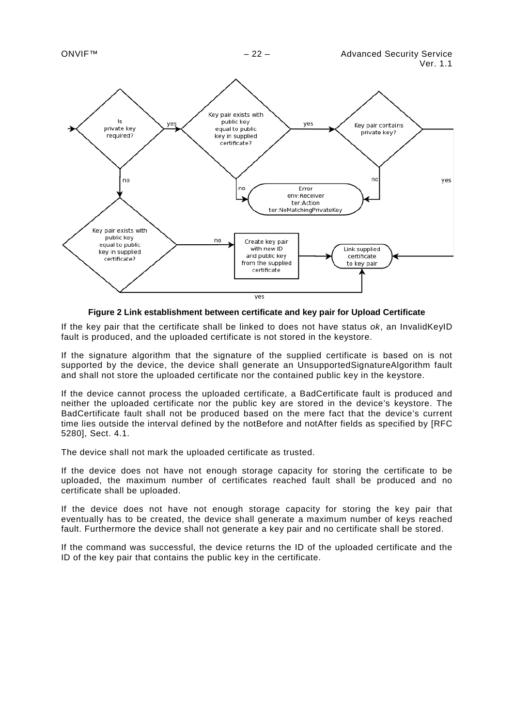**Figure 2 Link establishment between certificate and key pair for Upload Certificate**

If the key pair that the certificate shall be linked to does not have status *ok*, an InvalidKeyID fault is produced, and the uploaded certificate is not stored in the keystore.

If the signature algorithm that the signature of the supplied certificate is based on is not supported by the device, the device shall generate an UnsupportedSignatureAlgorithm fault and shall not store the uploaded certificate nor the contained public key in the keystore.

If the device cannot process the uploaded certificate, a BadCertificate fault is produced and neither the uploaded certificate nor the public key are stored in the device's keystore. The BadCertificate fault shall not be produced based on the mere fact that the device's current time lies outside the interval defined by the notBefore and notAfter fields as specified by [RFC 5280], Sect. 4.1.

The device shall not mark the uploaded certificate as trusted.

If the device does not have not enough storage capacity for storing the certificate to be uploaded, the maximum number of certificates reached fault shall be produced and no certificate shall be uploaded.

If the device does not have not enough storage capacity for storing the key pair that eventually has to be created, the device shall generate a maximum number of keys reached fault. Furthermore the device shall not generate a key pair and no certificate shall be stored.

If the command was successful, the device returns the ID of the uploaded certificate and the ID of the key pair that contains the public key in the certificate.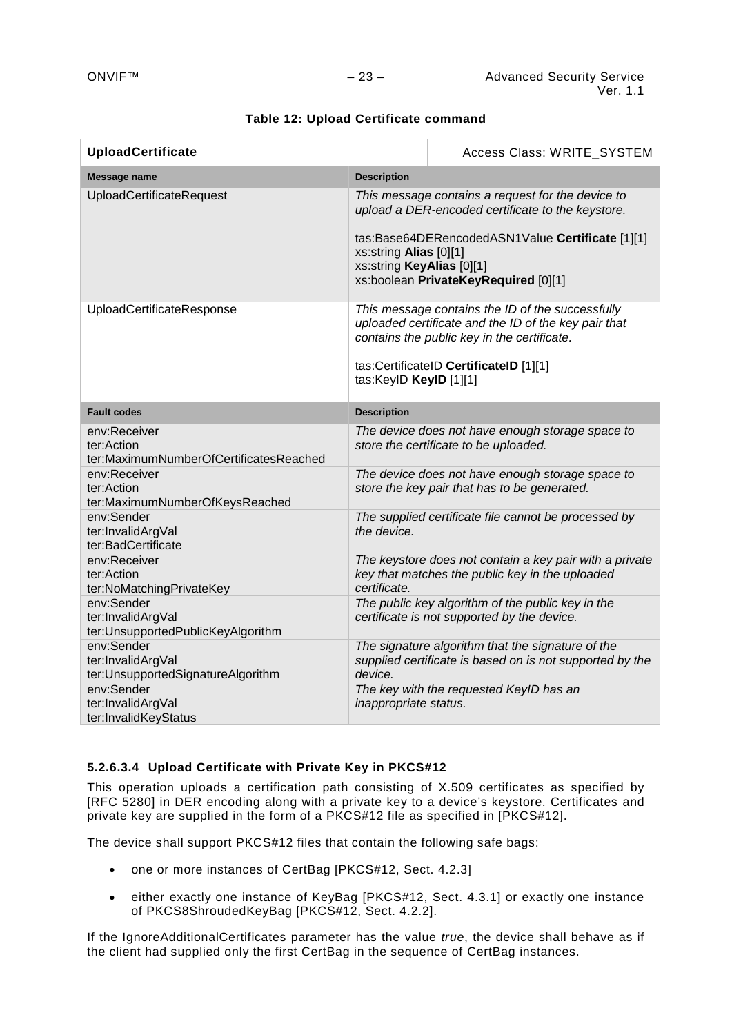**Table 12: Upload Certificate command**

| **UploadCertificate** | Access Class: WRITE_SYSTEM |
|---|---|
| **Message name** | **Description** |
| UploadCertificateRequest | *This message contains a request for the device to upload a DER-encoded certificate to the keystore.*<br><br>tas:Base64DERencodedASN1Value **Certificate** [1][1]<br>xs:string **Alias** [0][1]<br>xs:string **KeyAlias** [0][1]<br>xs:boolean **PrivateKeyRequired** [0][1] |
| UploadCertificateResponse | *This message contains the ID of the successfully uploaded certificate and the ID of the key pair that contains the public key in the certificate.*<br><br>tas:CertificateID **CertificateID** [1][1]<br>tas:KeyID **KeyID** [1][1] |
| **Fault codes** | **Description** |
| env:Receiver<br>ter:Action<br>ter:MaximumNumberOfCertificatesReached | *The device does not have enough storage space to store the certificate to be uploaded.* |
| env:Receiver<br>ter:Action<br>ter:MaximumNumberOfKeysReached | *The device does not have enough storage space to store the key pair that has to be generated.* |
| env:Sender<br>ter:InvalidArgVal<br>ter:BadCertificate | *The supplied certificate file cannot be processed by the device.* |
| env:Receiver<br>ter:Action<br>ter:NoMatchingPrivateKey | *The keystore does not contain a key pair with a private key that matches the public key in the uploaded certificate.* |
| env:Sender<br>ter:InvalidArgVal<br>ter:UnsupportedPublicKeyAlgorithm | *The public key algorithm of the public key in the certificate is not supported by the device.* |
| env:Sender<br>ter:InvalidArgVal<br>ter:UnsupportedSignatureAlgorithm | *The signature algorithm that the signature of the supplied certificate is based on is not supported by the device.* |
| env:Sender<br>ter:InvalidArgVal<br>ter:InvalidKeyStatus | *The key with the requested KeyID has an inappropriate status.* |

#### 5.2.6.3.4 Upload Certificate with Private Key in PKCS#12

This operation uploads a certification path consisting of X.509 certificates as specified by [RFC 5280] in DER encoding along with a private key to a device's keystore. Certificates and private key are supplied in the form of a PKCS#12 file as specified in [PKCS#12].

The device shall support PKCS#12 files that contain the following safe bags:

- one or more instances of CertBag [PKCS#12, Sect. 4.2.3]
- either exactly one instance of KeyBag [PKCS#12, Sect. 4.3.1] or exactly one instance of PKCS8ShroudedKeyBag [PKCS#12, Sect. 4.2.2].

If the IgnoreAdditionalCertificates parameter has the value *true*, the device shall behave as if the client had supplied only the first CertBag in the sequence of CertBag instances.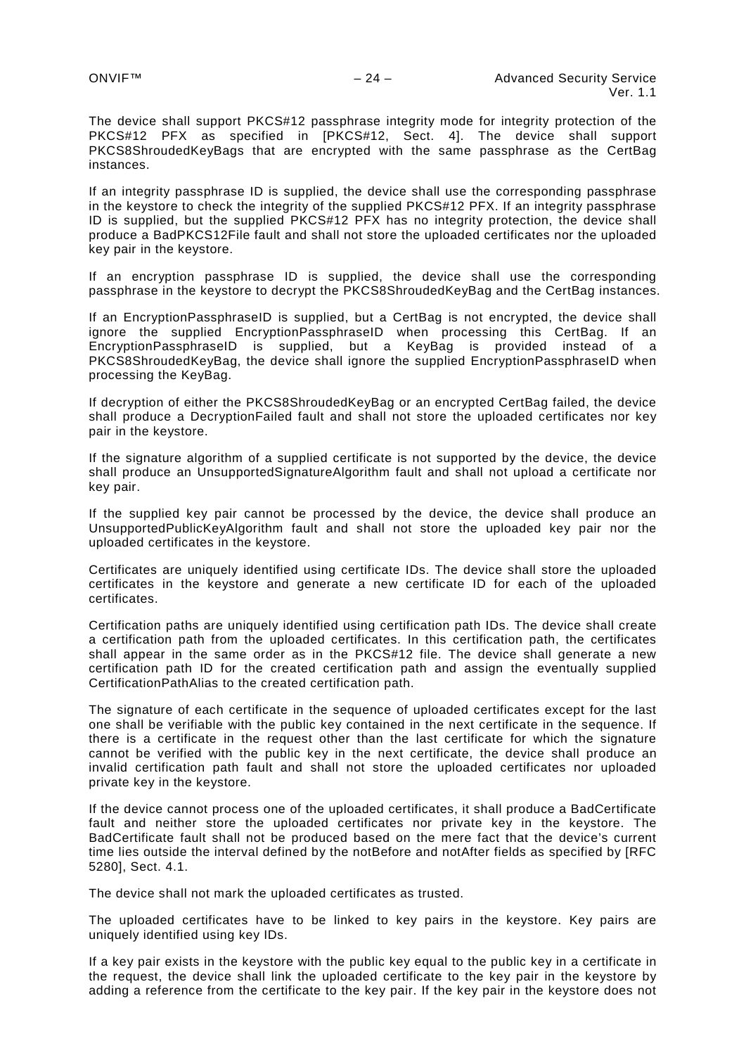The device shall support PKCS#12 passphrase integrity mode for integrity protection of the PKCS#12 PFX as specified in [PKCS#12, Sect. 4]. The device shall support PKCS8ShroudedKeyBags that are encrypted with the same passphrase as the CertBag instances.

If an integrity passphrase ID is supplied, the device shall use the corresponding passphrase in the keystore to check the integrity of the supplied PKCS#12 PFX. If an integrity passphrase ID is supplied, but the supplied PKCS#12 PFX has no integrity protection, the device shall produce a BadPKCS12File fault and shall not store the uploaded certificates nor the uploaded key pair in the keystore.

If an encryption passphrase ID is supplied, the device shall use the corresponding passphrase in the keystore to decrypt the PKCS8ShroudedKeyBag and the CertBag instances.

If an EncryptionPassphraseID is supplied, but a CertBag is not encrypted, the device shall ignore the supplied EncryptionPassphraseID when processing this CertBag. If an EncryptionPassphraseID is supplied, but a KeyBag is provided instead of a PKCS8ShroudedKeyBag, the device shall ignore the supplied EncryptionPassphraseID when processing the KeyBag.

If decryption of either the PKCS8ShroudedKeyBag or an encrypted CertBag failed, the device shall produce a DecryptionFailed fault and shall not store the uploaded certificates nor key pair in the keystore.

If the signature algorithm of a supplied certificate is not supported by the device, the device shall produce an UnsupportedSignatureAlgorithm fault and shall not upload a certificate nor key pair.

If the supplied key pair cannot be processed by the device, the device shall produce an UnsupportedPublicKeyAlgorithm fault and shall not store the uploaded key pair nor the uploaded certificates in the keystore.

Certificates are uniquely identified using certificate IDs. The device shall store the uploaded certificates in the keystore and generate a new certificate ID for each of the uploaded certificates.

Certification paths are uniquely identified using certification path IDs. The device shall create a certification path from the uploaded certificates. In this certification path, the certificates shall appear in the same order as in the PKCS#12 file. The device shall generate a new certification path ID for the created certification path and assign the eventually supplied CertificationPathAlias to the created certification path.

The signature of each certificate in the sequence of uploaded certificates except for the last one shall be verifiable with the public key contained in the next certificate in the sequence. If there is a certificate in the request other than the last certificate for which the signature cannot be verified with the public key in the next certificate, the device shall produce an invalid certification path fault and shall not store the uploaded certificates nor uploaded private key in the keystore.

If the device cannot process one of the uploaded certificates, it shall produce a BadCertificate fault and neither store the uploaded certificates nor private key in the keystore. The BadCertificate fault shall not be produced based on the mere fact that the device's current time lies outside the interval defined by the notBefore and notAfter fields as specified by [RFC 5280], Sect. 4.1.

The device shall not mark the uploaded certificates as trusted.

The uploaded certificates have to be linked to key pairs in the keystore. Key pairs are uniquely identified using key IDs.

If a key pair exists in the keystore with the public key equal to the public key in a certificate in the request, the device shall link the uploaded certificate to the key pair in the keystore by adding a reference from the certificate to the key pair. If the key pair in the keystore does not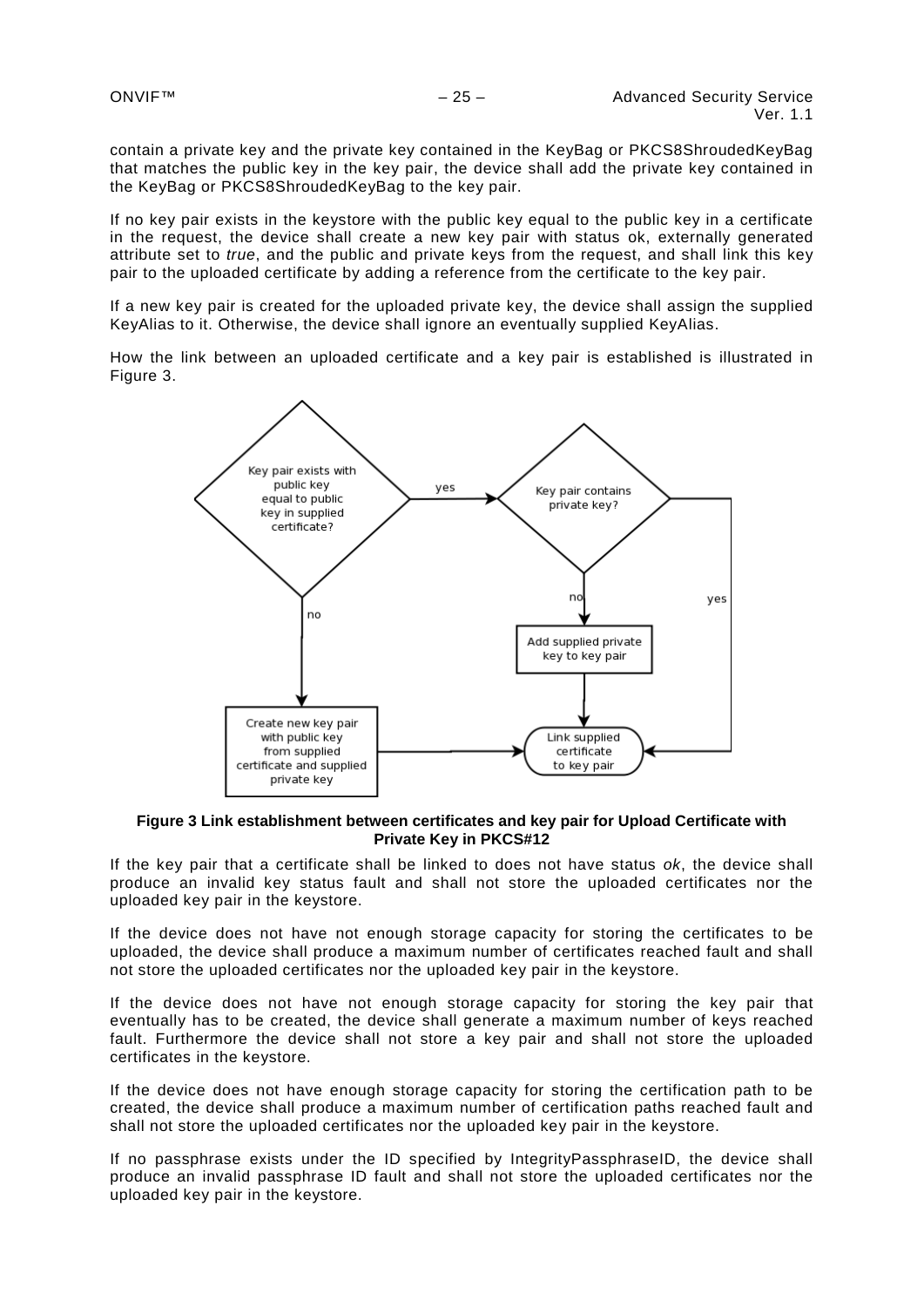contain a private key and the private key contained in the KeyBag or PKCS8ShroudedKeyBag that matches the public key in the key pair, the device shall add the private key contained in the KeyBag or PKCS8ShroudedKeyBag to the key pair.

If no key pair exists in the keystore with the public key equal to the public key in a certificate in the request, the device shall create a new key pair with status ok, externally generated attribute set to *true*, and the public and private keys from the request, and shall link this key pair to the uploaded certificate by adding a reference from the certificate to the key pair.

If a new key pair is created for the uploaded private key, the device shall assign the supplied KeyAlias to it. Otherwise, the device shall ignore an eventually supplied KeyAlias.

How the link between an uploaded certificate and a key pair is established is illustrated in Figure 3.

**Figure 3 Link establishment between certificates and key pair for Upload Certificate with Private Key in PKCS#12**

If the key pair that a certificate shall be linked to does not have status *ok*, the device shall produce an invalid key status fault and shall not store the uploaded certificates nor the uploaded key pair in the keystore.

If the device does not have not enough storage capacity for storing the certificates to be uploaded, the device shall produce a maximum number of certificates reached fault and shall not store the uploaded certificates nor the uploaded key pair in the keystore.

If the device does not have not enough storage capacity for storing the key pair that eventually has to be created, the device shall generate a maximum number of keys reached fault. Furthermore the device shall not store a key pair and shall not store the uploaded certificates in the keystore.

If the device does not have enough storage capacity for storing the certification path to be created, the device shall produce a maximum number of certification paths reached fault and shall not store the uploaded certificates nor the uploaded key pair in the keystore.

If no passphrase exists under the ID specified by IntegrityPassphraseID, the device shall produce an invalid passphrase ID fault and shall not store the uploaded certificates nor the uploaded key pair in the keystore.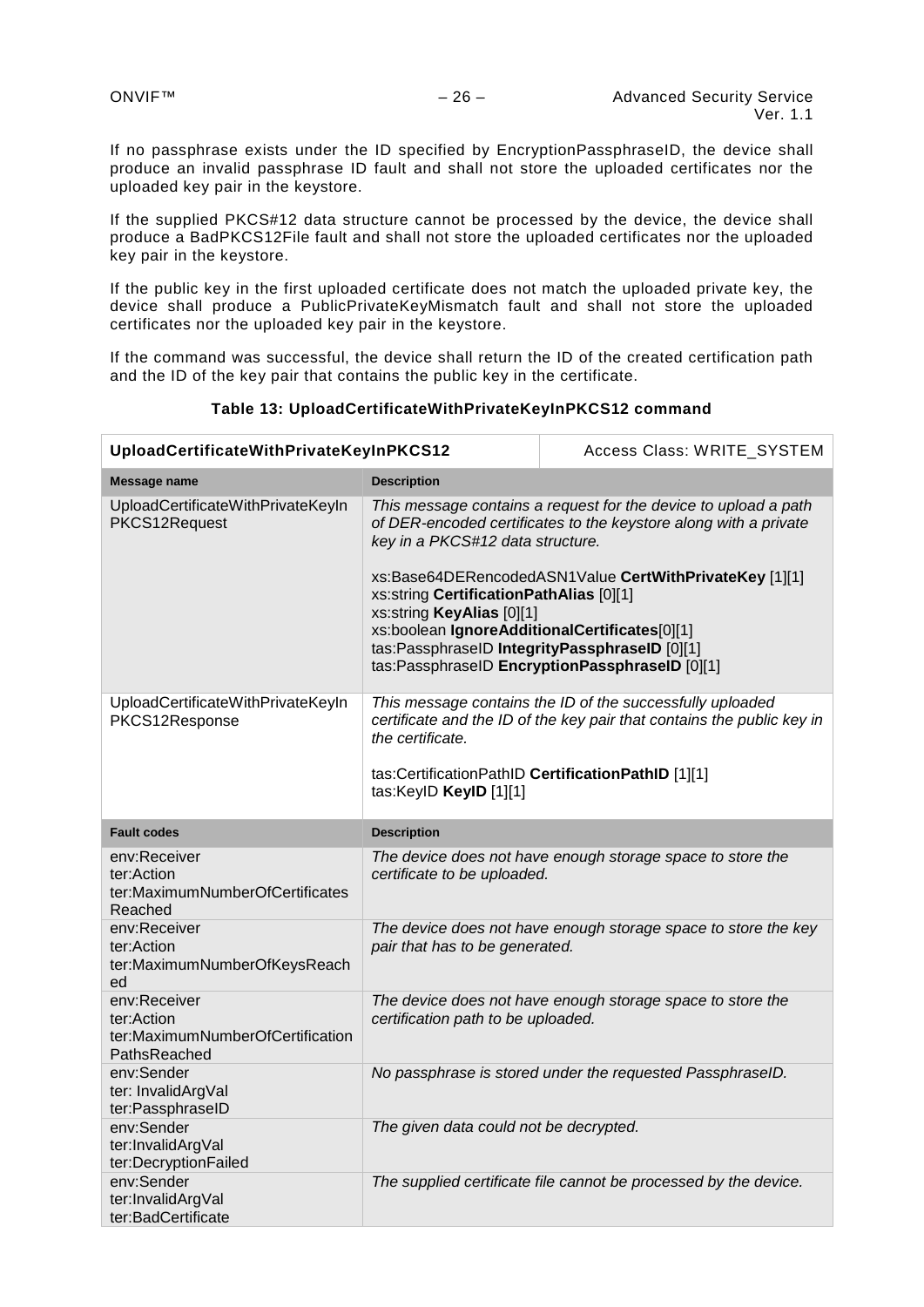If no passphrase exists under the ID specified by EncryptionPassphraseID, the device shall produce an invalid passphrase ID fault and shall not store the uploaded certificates nor the uploaded key pair in the keystore.

If the supplied PKCS#12 data structure cannot be processed by the device, the device shall produce a BadPKCS12File fault and shall not store the uploaded certificates nor the uploaded key pair in the keystore.

If the public key in the first uploaded certificate does not match the uploaded private key, the device shall produce a PublicPrivateKeyMismatch fault and shall not store the uploaded certificates nor the uploaded key pair in the keystore.

If the command was successful, the device shall return the ID of the created certification path and the ID of the key pair that contains the public key in the certificate.

**Table 13: UploadCertificateWithPrivateKeyInPKCS12 command**

| **UploadCertificateWithPrivateKeyInPKCS12** | Access Class: WRITE_SYSTEM |
|---|---|
| **Message name** | **Description** |
| UploadCertificateWithPrivateKeyInPKCS12Request | *This message contains a request for the device to upload a path of DER-encoded certificates to the keystore along with a private key in a PKCS#12 data structure.*<br><br>xs:Base64DERencodedASN1Value **CertWithPrivateKey** [1][1]<br>xs:string **CertificationPathAlias** [0][1]<br>xs:string **KeyAlias** [0][1]<br>xs:boolean **IgnoreAdditionalCertificates**[0][1]<br>tas:PassphraseID **IntegrityPassphraseID** [0][1]<br>tas:PassphraseID **EncryptionPassphraseID** [0][1] |
| UploadCertificateWithPrivateKeyInPKCS12Response | *This message contains the ID of the successfully uploaded certificate and the ID of the key pair that contains the public key in the certificate.*<br><br>tas:CertificationPathID **CertificationPathID** [1][1]<br>tas:KeyID **KeyID** [1][1] |
| **Fault codes** | **Description** |
| env:Receiver<br>ter:Action<br>ter:MaximumNumberOfCertificatesReached | *The device does not have enough storage space to store the certificate to be uploaded.* |
| env:Receiver<br>ter:Action<br>ter:MaximumNumberOfKeysReached | *The device does not have enough storage space to store the key pair that has to be generated.* |
| env:Receiver<br>ter:Action<br>ter:MaximumNumberOfCertificationPathsReached | *The device does not have enough storage space to store the certification path to be uploaded.* |
| env:Sender<br>ter: InvalidArgVal<br>ter:PassphraseID | *No passphrase is stored under the requested PassphraseID.* |
| env:Sender<br>ter:InvalidArgVal<br>ter:DecryptionFailed | *The given data could not be decrypted.* |
| env:Sender<br>ter:InvalidArgVal<br>ter:BadCertificate | *The supplied certificate file cannot be processed by the device.* |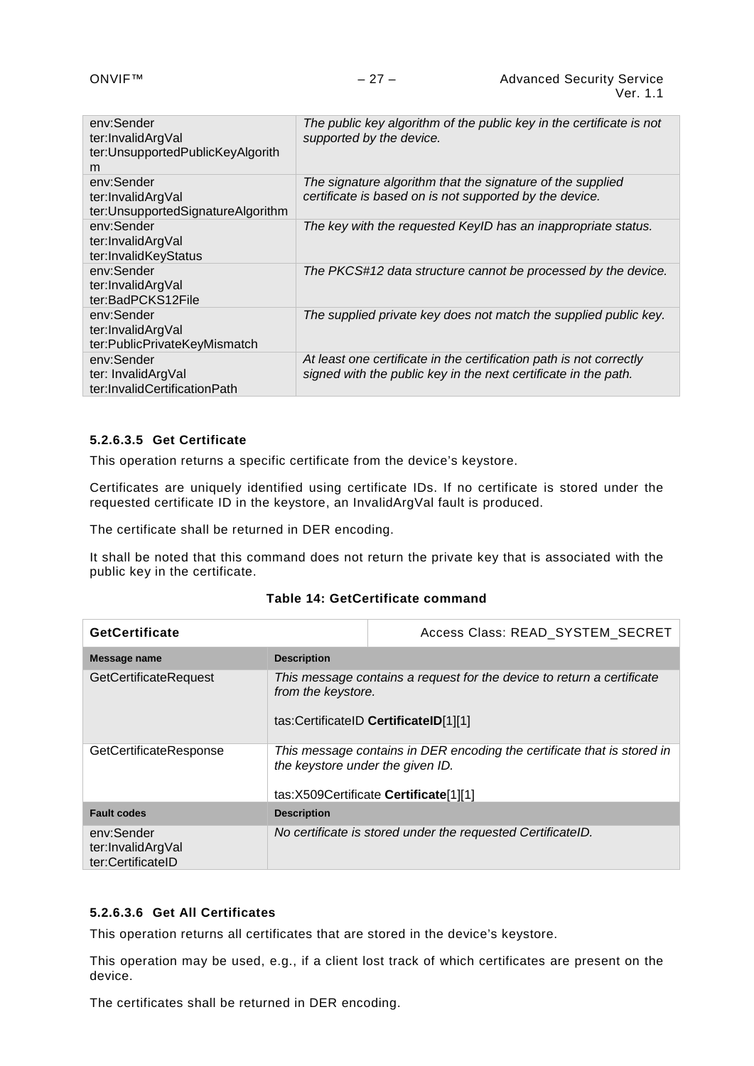| | |
|---|---|
| env:Sender<br>ter:InvalidArgVal<br>ter:UnsupportedPublicKeyAlgorithm | *The public key algorithm of the public key in the certificate is not supported by the device.* |
| env:Sender<br>ter:InvalidArgVal<br>ter:UnsupportedSignatureAlgorithm | *The signature algorithm that the signature of the supplied certificate is based on is not supported by the device.* |
| env:Sender<br>ter:InvalidArgVal<br>ter:InvalidKeyStatus | *The key with the requested KeyID has an inappropriate status.* |
| env:Sender<br>ter:InvalidArgVal<br>ter:BadPCKS12File | *The PKCS#12 data structure cannot be processed by the device.* |
| env:Sender<br>ter:InvalidArgVal<br>ter:PublicPrivateKeyMismatch | *The supplied private key does not match the supplied public key.* |
| env:Sender<br>ter: InvalidArgVal<br>ter:InvalidCertificationPath | *At least one certificate in the certification path is not correctly signed with the public key in the next certificate in the path.* |

#### 5.2.6.3.5 Get Certificate

This operation returns a specific certificate from the device's keystore.

Certificates are uniquely identified using certificate IDs. If no certificate is stored under the requested certificate ID in the keystore, an InvalidArgVal fault is produced.

The certificate shall be returned in DER encoding.

It shall be noted that this command does not return the private key that is associated with the public key in the certificate.

**Table 14: GetCertificate command**

| **GetCertificate** | Access Class: READ_SYSTEM_SECRET |
|---|---|
| **Message name** | **Description** |
| GetCertificateRequest | *This message contains a request for the device to return a certificate from the keystore.*<br><br>tas:CertificateID **CertificateID**[1][1] |
| GetCertificateResponse | *This message contains in DER encoding the certificate that is stored in the keystore under the given ID.*<br><br>tas:X509Certificate **Certificate**[1][1] |
| **Fault codes** | **Description** |
| env:Sender<br>ter:InvalidArgVal<br>ter:CertificateID | *No certificate is stored under the requested CertificateID.* |

#### 5.2.6.3.6 Get All Certificates

This operation returns all certificates that are stored in the device's keystore.

This operation may be used, e.g., if a client lost track of which certificates are present on the device.

The certificates shall be returned in DER encoding.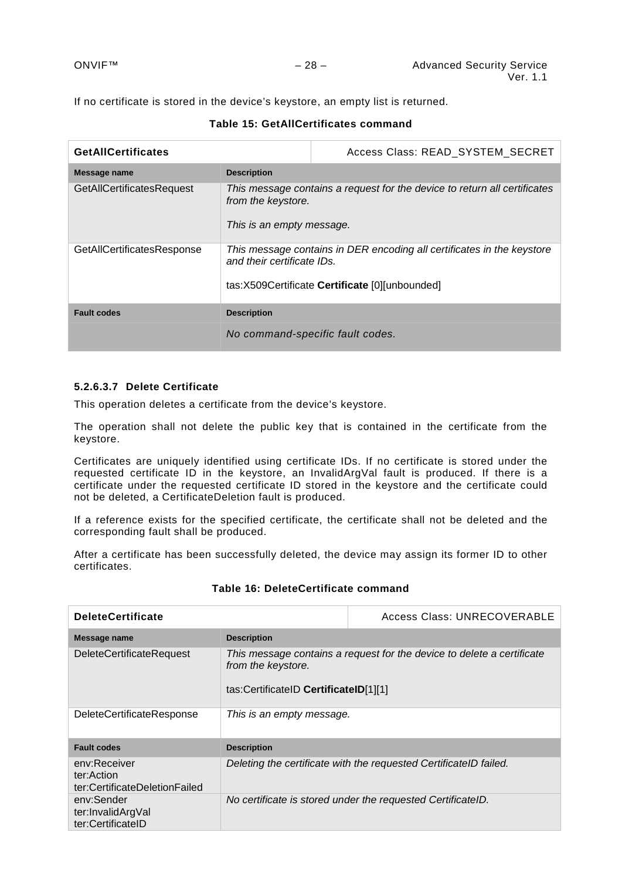If no certificate is stored in the device's keystore, an empty list is returned.

**Table 15: GetAllCertificates command**

| **GetAllCertificates** | | Access Class: READ_SYSTEM_SECRET |
|---|---|---|
| **Message name** | **Description** | |
| GetAllCertificatesRequest | *This message contains a request for the device to return all certificates from the keystore.*<br><br>*This is an empty message.* | |
| GetAllCertificatesResponse | *This message contains in DER encoding all certificates in the keystore and their certificate IDs.*<br><br>tas:X509Certificate **Certificate** [0][unbounded] | |
| **Fault codes** | **Description** | |
| | *No command-specific fault codes.* | |

#### 5.2.6.3.7 Delete Certificate

This operation deletes a certificate from the device's keystore.

The operation shall not delete the public key that is contained in the certificate from the keystore.

Certificates are uniquely identified using certificate IDs. If no certificate is stored under the requested certificate ID in the keystore, an InvalidArgVal fault is produced. If there is a certificate under the requested certificate ID stored in the keystore and the certificate could not be deleted, a CertificateDeletion fault is produced.

If a reference exists for the specified certificate, the certificate shall not be deleted and the corresponding fault shall be produced.

After a certificate has been successfully deleted, the device may assign its former ID to other certificates.

**Table 16: DeleteCertificate command**

| **DeleteCertificate** | | Access Class: UNRECOVERABLE |
|---|---|---|
| **Message name** | **Description** | |
| DeleteCertificateRequest | *This message contains a request for the device to delete a certificate from the keystore.*<br><br>tas:CertificateID **CertificateID**[1][1] | |
| DeleteCertificateResponse | *This is an empty message.* | |
| **Fault codes** | **Description** | |
| env:Receiver<br>ter:Action<br>ter:CertificateDeletionFailed | *Deleting the certificate with the requested CertificateID failed.* | |
| env:Sender<br>ter:InvalidArgVal<br>ter:CertificateID | *No certificate is stored under the requested CertificateID.* | |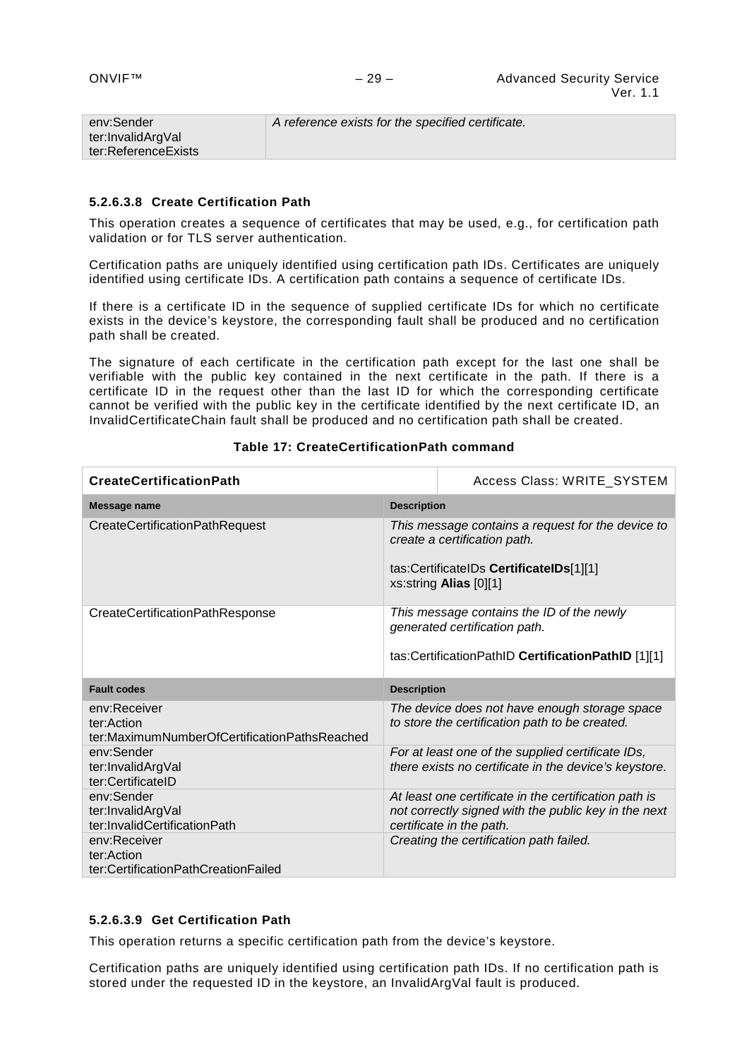| | |
|---|---|
| env:Sender<br>ter:InvalidArgVal<br>ter:ReferenceExists | *A reference exists for the specified certificate.* |

#### 5.2.6.3.8 Create Certification Path

This operation creates a sequence of certificates that may be used, e.g., for certification path validation or for TLS server authentication.

Certification paths are uniquely identified using certification path IDs. Certificates are uniquely identified using certificate IDs. A certification path contains a sequence of certificate IDs.

If there is a certificate ID in the sequence of supplied certificate IDs for which no certificate exists in the device's keystore, the corresponding fault shall be produced and no certification path shall be created.

The signature of each certificate in the certification path except for the last one shall be verifiable with the public key contained in the next certificate in the path. If there is a certificate ID in the request other than the last ID for which the corresponding certificate cannot be verified with the public key in the certificate identified by the next certificate ID, an InvalidCertificateChain fault shall be produced and no certification path shall be created.

**Table 17: CreateCertificationPath command**

| **CreateCertificationPath** | Access Class: WRITE_SYSTEM |
|---|---|
| **Message name** | **Description** |
| CreateCertificationPathRequest | *This message contains a request for the device to create a certification path.*<br><br>tas:CertificateIDs **CertificateIDs**[1][1]<br>xs:string **Alias** [0][1] |
| CreateCertificationPathResponse | *This message contains the ID of the newly generated certification path.*<br><br>tas:CertificationPathID **CertificationPathID** [1][1] |
| **Fault codes** | **Description** |
| env:Receiver<br>ter:Action<br>ter:MaximumNumberOfCertificationPathsReached | *The device does not have enough storage space to store the certification path to be created.* |
| env:Sender<br>ter:InvalidArgVal<br>ter:CertificateID | *For at least one of the supplied certificate IDs, there exists no certificate in the device's keystore.* |
| env:Sender<br>ter:InvalidArgVal<br>ter:InvalidCertificationPath | *At least one certificate in the certification path is not correctly signed with the public key in the next certificate in the path.* |
| env:Receiver<br>ter:Action<br>ter:CertificationPathCreationFailed | *Creating the certification path failed.* |

#### 5.2.6.3.9 Get Certification Path

This operation returns a specific certification path from the device's keystore.

Certification paths are uniquely identified using certification path IDs. If no certification path is stored under the requested ID in the keystore, an InvalidArgVal fault is produced.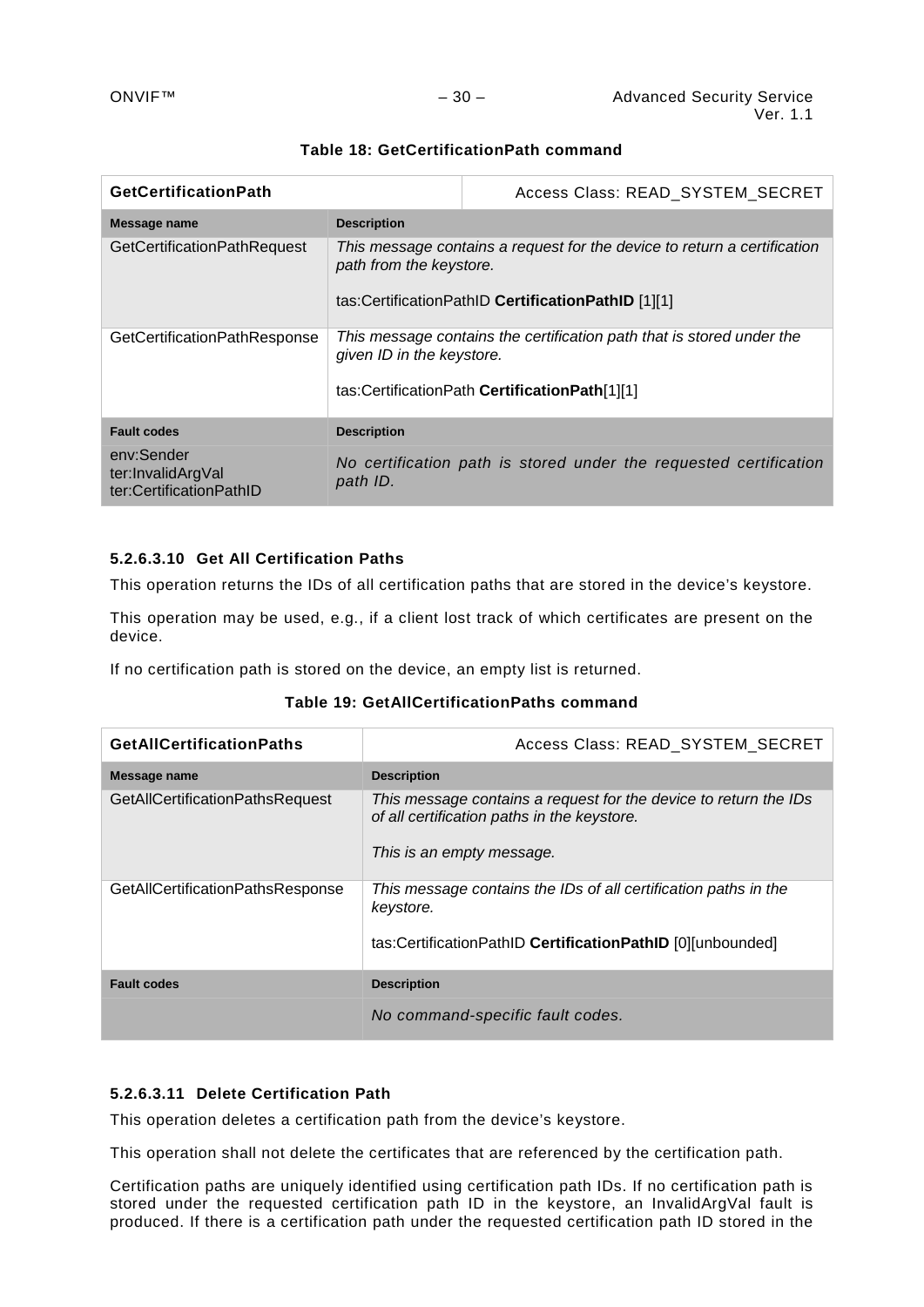**Table 18: GetCertificationPath command**

| GetCertificationPath | Access Class: READ_SYSTEM_SECRET |
|---|---|
| **Message name** | **Description** |
| GetCertificationPathRequest | *This message contains a request for the device to return a certification path from the keystore.*<br><br>tas:CertificationPathID **CertificationPathID** [1][1] |
| GetCertificationPathResponse | *This message contains the certification path that is stored under the given ID in the keystore.*<br><br>tas:CertificationPath **CertificationPath**[1][1] |
| **Fault codes** | **Description** |
| env:Sender<br>ter:InvalidArgVal<br>ter:CertificationPathID | *No certification path is stored under the requested certification path ID.* |

#### 5.2.6.3.10 Get All Certification Paths

This operation returns the IDs of all certification paths that are stored in the device's keystore.

This operation may be used, e.g., if a client lost track of which certificates are present on the device.

If no certification path is stored on the device, an empty list is returned.

**Table 19: GetAllCertificationPaths command**

| GetAllCertificationPaths | Access Class: READ_SYSTEM_SECRET |
|---|---|
| **Message name** | **Description** |
| GetAllCertificationPathsRequest | *This message contains a request for the device to return the IDs of all certification paths in the keystore.*<br><br>*This is an empty message.* |
| GetAllCertificationPathsResponse | *This message contains the IDs of all certification paths in the keystore.*<br><br>tas:CertificationPathID **CertificationPathID** [0][unbounded] |
| **Fault codes** | **Description** |
| | *No command-specific fault codes.* |

#### 5.2.6.3.11 Delete Certification Path

This operation deletes a certification path from the device's keystore.

This operation shall not delete the certificates that are referenced by the certification path.

Certification paths are uniquely identified using certification path IDs. If no certification path is stored under the requested certification path ID in the keystore, an InvalidArgVal fault is produced. If there is a certification path under the requested certification path ID stored in the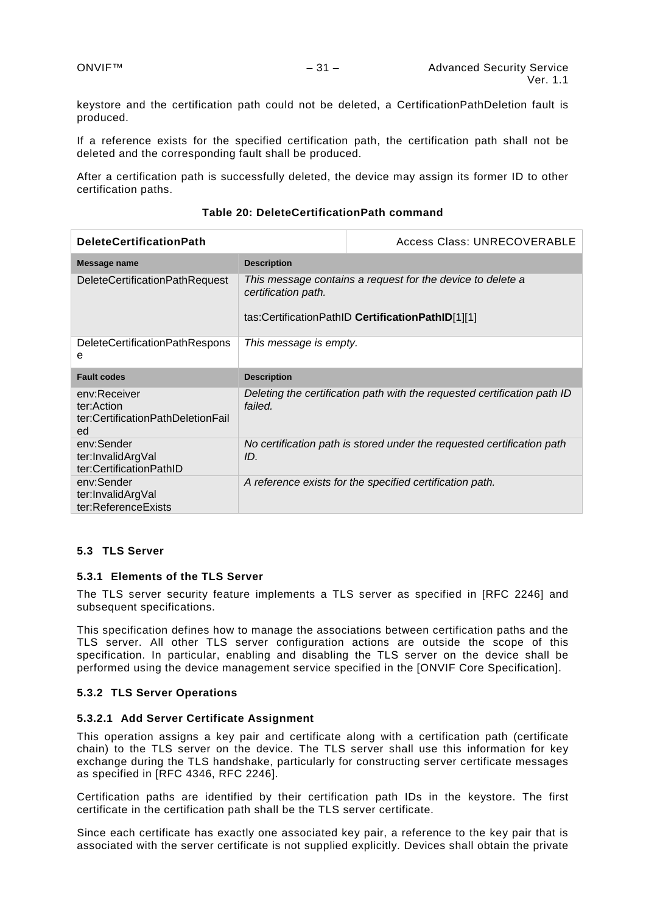keystore and the certification path could not be deleted, a CertificationPathDeletion fault is produced.

If a reference exists for the specified certification path, the certification path shall not be deleted and the corresponding fault shall be produced.

After a certification path is successfully deleted, the device may assign its former ID to other certification paths.

**Table 20: DeleteCertificationPath command**

| **DeleteCertificationPath** | Access Class: UNRECOVERABLE |
|---|---|
| **Message name** | **Description** |
| DeleteCertificationPathRequest | *This message contains a request for the device to delete a certification path.*<br><br>tas:CertificationPathID **CertificationPathID**[1][1] |
| DeleteCertificationPathResponse | *This message is empty.* |
| **Fault codes** | **Description** |
| env:Receiver<br>ter:Action<br>ter:CertificationPathDeletionFailed | *Deleting the certification path with the requested certification path ID failed.* |
| env:Sender<br>ter:InvalidArgVal<br>ter:CertificationPathID | *No certification path is stored under the requested certification path ID.* |
| env:Sender<br>ter:InvalidArgVal<br>ter:ReferenceExists | *A reference exists for the specified certification path.* |

## 5.3 TLS Server

### 5.3.1 Elements of the TLS Server

The TLS server security feature implements a TLS server as specified in [RFC 2246] and subsequent specifications.

This specification defines how to manage the associations between certification paths and the TLS server. All other TLS server configuration actions are outside the scope of this specification. In particular, enabling and disabling the TLS server on the device shall be performed using the device management service specified in the [ONVIF Core Specification].

### 5.3.2 TLS Server Operations

#### 5.3.2.1 Add Server Certificate Assignment

This operation assigns a key pair and certificate along with a certification path (certificate chain) to the TLS server on the device. The TLS server shall use this information for key exchange during the TLS handshake, particularly for constructing server certificate messages as specified in [RFC 4346, RFC 2246].

Certification paths are identified by their certification path IDs in the keystore. The first certificate in the certification path shall be the TLS server certificate.

Since each certificate has exactly one associated key pair, a reference to the key pair that is associated with the server certificate is not supplied explicitly. Devices shall obtain the private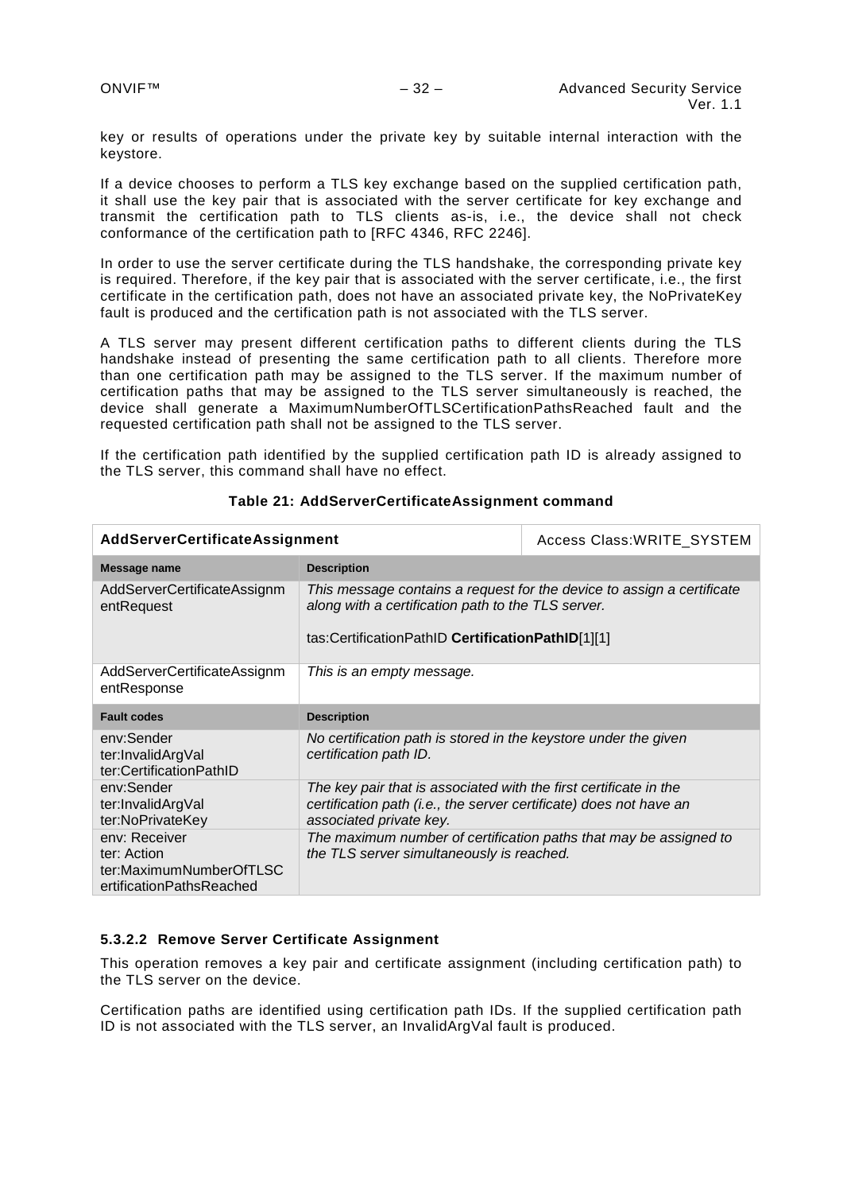key or results of operations under the private key by suitable internal interaction with the keystore.

If a device chooses to perform a TLS key exchange based on the supplied certification path, it shall use the key pair that is associated with the server certificate for key exchange and transmit the certification path to TLS clients as-is, i.e., the device shall not check conformance of the certification path to [RFC 4346, RFC 2246].

In order to use the server certificate during the TLS handshake, the corresponding private key is required. Therefore, if the key pair that is associated with the server certificate, i.e., the first certificate in the certification path, does not have an associated private key, the NoPrivateKey fault is produced and the certification path is not associated with the TLS server.

A TLS server may present different certification paths to different clients during the TLS handshake instead of presenting the same certification path to all clients. Therefore more than one certification path may be assigned to the TLS server. If the maximum number of certification paths that may be assigned to the TLS server simultaneously is reached, the device shall generate a MaximumNumberOfTLSCertificationPathsReached fault and the requested certification path shall not be assigned to the TLS server.

If the certification path identified by the supplied certification path ID is already assigned to the TLS server, this command shall have no effect.

**Table 21: AddServerCertificateAssignment command**

| **AddServerCertificateAssignment** | | Access Class:WRITE_SYSTEM |
|---|---|---|
| **Message name** | **Description** | |
| AddServerCertificateAssignmentRequest | *This message contains a request for the device to assign a certificate along with a certification path to the TLS server.*<br><br>tas:CertificationPathID **CertificationPathID**[1][1] | |
| AddServerCertificateAssignmentResponse | *This is an empty message.* | |
| **Fault codes** | **Description** | |
| env:Sender<br>ter:InvalidArgVal<br>ter:CertificationPathID | *No certification path is stored in the keystore under the given certification path ID.* | |
| env:Sender<br>ter:InvalidArgVal<br>ter:NoPrivateKey | *The key pair that is associated with the first certificate in the certification path (i.e., the server certificate) does not have an associated private key.* | |
| env: Receiver<br>ter: Action<br>ter:MaximumNumberOfTLSCertificationPathsReached | *The maximum number of certification paths that may be assigned to the TLS server simultaneously is reached.* | |

#### 5.3.2.2 Remove Server Certificate Assignment

This operation removes a key pair and certificate assignment (including certification path) to the TLS server on the device.

Certification paths are identified using certification path IDs. If the supplied certification path ID is not associated with the TLS server, an InvalidArgVal fault is produced.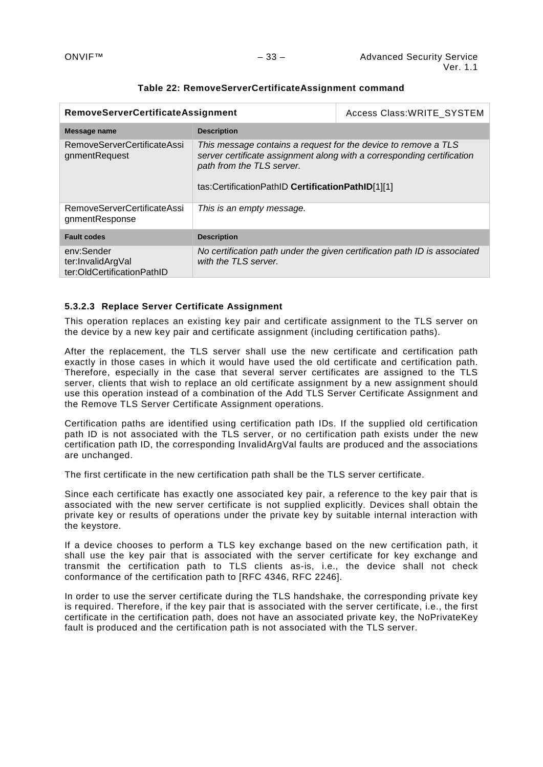**Table 22: RemoveServerCertificateAssignment command**

| **RemoveServerCertificateAssignment** | | Access Class:WRITE_SYSTEM |
|---|---|---|
| **Message name** | **Description** | |
| RemoveServerCertificateAssignmentRequest | *This message contains a request for the device to remove a TLS server certificate assignment along with a corresponding certification path from the TLS server.*<br><br>tas:CertificationPathID **CertificationPathID**[1][1] | |
| RemoveServerCertificateAssignmentResponse | *This is an empty message.* | |
| **Fault codes** | **Description** | |
| env:Sender<br>ter:InvalidArgVal<br>ter:OldCertificationPathID | *No certification path under the given certification path ID is associated with the TLS server.* | |

#### 5.3.2.3 Replace Server Certificate Assignment

This operation replaces an existing key pair and certificate assignment to the TLS server on the device by a new key pair and certificate assignment (including certification paths).

After the replacement, the TLS server shall use the new certificate and certification path exactly in those cases in which it would have used the old certificate and certification path. Therefore, especially in the case that several server certificates are assigned to the TLS server, clients that wish to replace an old certificate assignment by a new assignment should use this operation instead of a combination of the Add TLS Server Certificate Assignment and the Remove TLS Server Certificate Assignment operations.

Certification paths are identified using certification path IDs. If the supplied old certification path ID is not associated with the TLS server, or no certification path exists under the new certification path ID, the corresponding InvalidArgVal faults are produced and the associations are unchanged.

The first certificate in the new certification path shall be the TLS server certificate.

Since each certificate has exactly one associated key pair, a reference to the key pair that is associated with the new server certificate is not supplied explicitly. Devices shall obtain the private key or results of operations under the private key by suitable internal interaction with the keystore.

If a device chooses to perform a TLS key exchange based on the new certification path, it shall use the key pair that is associated with the server certificate for key exchange and transmit the certification path to TLS clients as-is, i.e., the device shall not check conformance of the certification path to [RFC 4346, RFC 2246].

In order to use the server certificate during the TLS handshake, the corresponding private key is required. Therefore, if the key pair that is associated with the server certificate, i.e., the first certificate in the certification path, does not have an associated private key, the NoPrivateKey fault is produced and the certification path is not associated with the TLS server.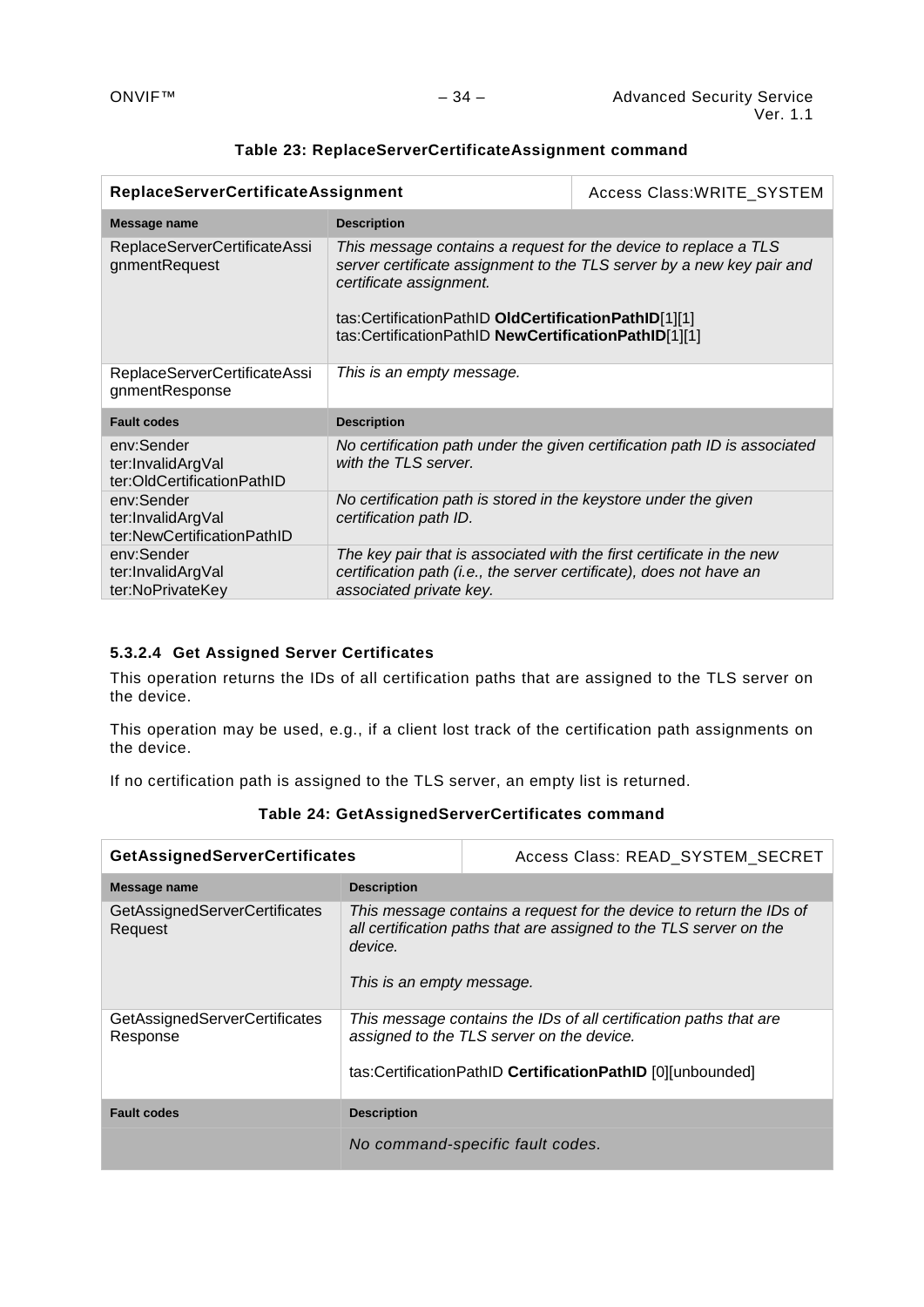**Table 23: ReplaceServerCertificateAssignment command**

| **ReplaceServerCertificateAssignment** | Access Class:WRITE_SYSTEM |
|---|---|
| **Message name** | **Description** |
| ReplaceServerCertificateAssignmentRequest | *This message contains a request for the device to replace a TLS server certificate assignment to the TLS server by a new key pair and certificate assignment.*<br><br>tas:CertificationPathID **OldCertificationPathID**[1][1]<br>tas:CertificationPathID **NewCertificationPathID**[1][1] |
| ReplaceServerCertificateAssignmentResponse | *This is an empty message.* |
| **Fault codes** | **Description** |
| env:Sender<br>ter:InvalidArgVal<br>ter:OldCertificationPathID | *No certification path under the given certification path ID is associated with the TLS server.* |
| env:Sender<br>ter:InvalidArgVal<br>ter:NewCertificationPathID | *No certification path is stored in the keystore under the given certification path ID.* |
| env:Sender<br>ter:InvalidArgVal<br>ter:NoPrivateKey | *The key pair that is associated with the first certificate in the new certification path (i.e., the server certificate), does not have an associated private key.* |

#### 5.3.2.4 Get Assigned Server Certificates

This operation returns the IDs of all certification paths that are assigned to the TLS server on the device.

This operation may be used, e.g., if a client lost track of the certification path assignments on the device.

If no certification path is assigned to the TLS server, an empty list is returned.

**Table 24: GetAssignedServerCertificates command**

| **GetAssignedServerCertificates** | Access Class: READ_SYSTEM_SECRET |
|---|---|
| **Message name** | **Description** |
| GetAssignedServerCertificatesRequest | *This message contains a request for the device to return the IDs of all certification paths that are assigned to the TLS server on the device.*<br><br>*This is an empty message.* |
| GetAssignedServerCertificatesResponse | *This message contains the IDs of all certification paths that are assigned to the TLS server on the device.*<br><br>tas:CertificationPathID **CertificationPathID** [0][unbounded] |
| **Fault codes** | **Description** |
| | *No command-specific fault codes.* |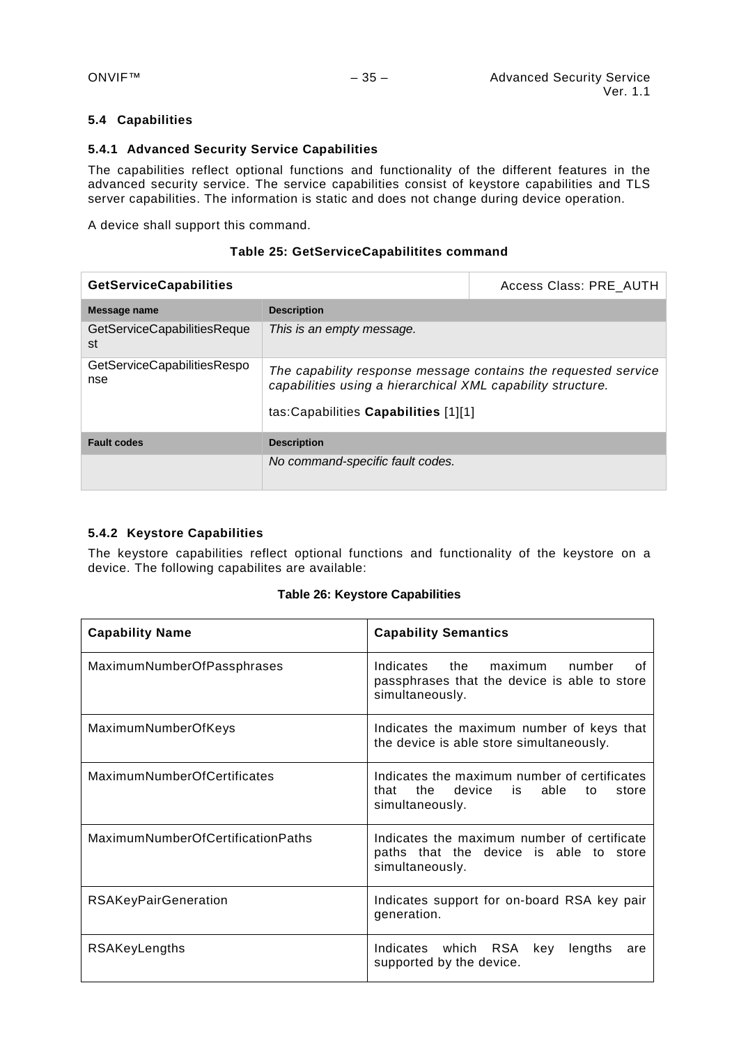### 5.4 Capabilities

#### 5.4.1 Advanced Security Service Capabilities

The capabilities reflect optional functions and functionality of the different features in the advanced security service. The service capabilities consist of keystore capabilities and TLS server capabilities. The information is static and does not change during device operation.

A device shall support this command.

**Table 25: GetServiceCapabilitites command**

| **GetServiceCapabilities** | Access Class: PRE_AUTH |
|---|---|
| **Message name** | **Description** |
| GetServiceCapabilitiesRequest | *This is an empty message.* |
| GetServiceCapabilitiesResponse | *The capability response message contains the requested service capabilities using a hierarchical XML capability structure.*<br><br>tas:Capabilities **Capabilities** [1][1] |
| **Fault codes** | **Description** |
| | *No command-specific fault codes.* |

#### 5.4.2 Keystore Capabilities

The keystore capabilities reflect optional functions and functionality of the keystore on a device. The following capabilites are available:

**Table 26: Keystore Capabilities**

| **Capability Name** | **Capability Semantics** |
|---|---|
| MaximumNumberOfPassphrases | Indicates the maximum number of passphrases that the device is able to store simultaneously. |
| MaximumNumberOfKeys | Indicates the maximum number of keys that the device is able store simultaneously. |
| MaximumNumberOfCertificates | Indicates the maximum number of certificates that the device is able to store simultaneously. |
| MaximumNumberOfCertificationPaths | Indicates the maximum number of certificate paths that the device is able to store simultaneously. |
| RSAKeyPairGeneration | Indicates support for on-board RSA key pair generation. |
| RSAKeyLengths | Indicates which RSA key lengths are supported by the device. |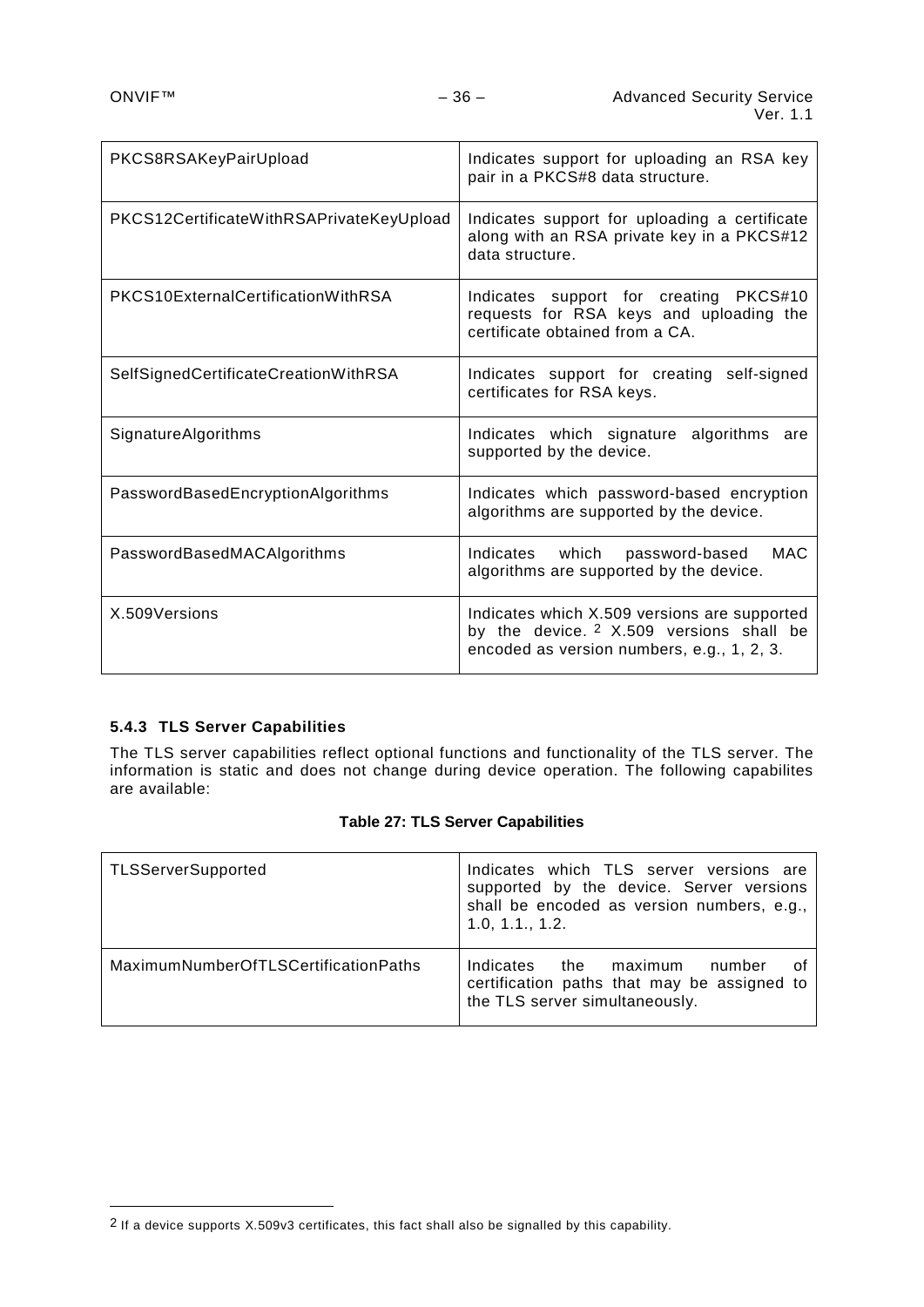| | |
|---|---|
| PKCS8RSAKeyPairUpload | Indicates support for uploading an RSA key pair in a PKCS#8 data structure. |
| PKCS12CertificateWithRSAPrivateKeyUpload | Indicates support for uploading a certificate along with an RSA private key in a PKCS#12 data structure. |
| PKCS10ExternalCertificationWithRSA | Indicates support for creating PKCS#10 requests for RSA keys and uploading the certificate obtained from a CA. |
| SelfSignedCertificateCreationWithRSA | Indicates support for creating self-signed certificates for RSA keys. |
| SignatureAlgorithms | Indicates which signature algorithms are supported by the device. |
| PasswordBasedEncryptionAlgorithms | Indicates which password-based encryption algorithms are supported by the device. |
| PasswordBasedMACAlgorithms | Indicates which password-based MAC algorithms are supported by the device. |
| X.509Versions | Indicates which X.509 versions are supported by the device. [2] X.509 versions shall be encoded as version numbers, e.g., 1, 2, 3. |

### 5.4.3 TLS Server Capabilities

The TLS server capabilities reflect optional functions and functionality of the TLS server. The information is static and does not change during device operation. The following capabilites are available:

**Table 27: TLS Server Capabilities**

| | |
|---|---|
| TLSServerSupported | Indicates which TLS server versions are supported by the device. Server versions shall be encoded as version numbers, e.g., 1.0, 1.1., 1.2. |
| MaximumNumberOfTLSCertificationPaths | Indicates the maximum number of certification paths that may be assigned to the TLS server simultaneously. |

[2] If a device supports X.509v3 certificates, this fact shall also be signalled by this capability.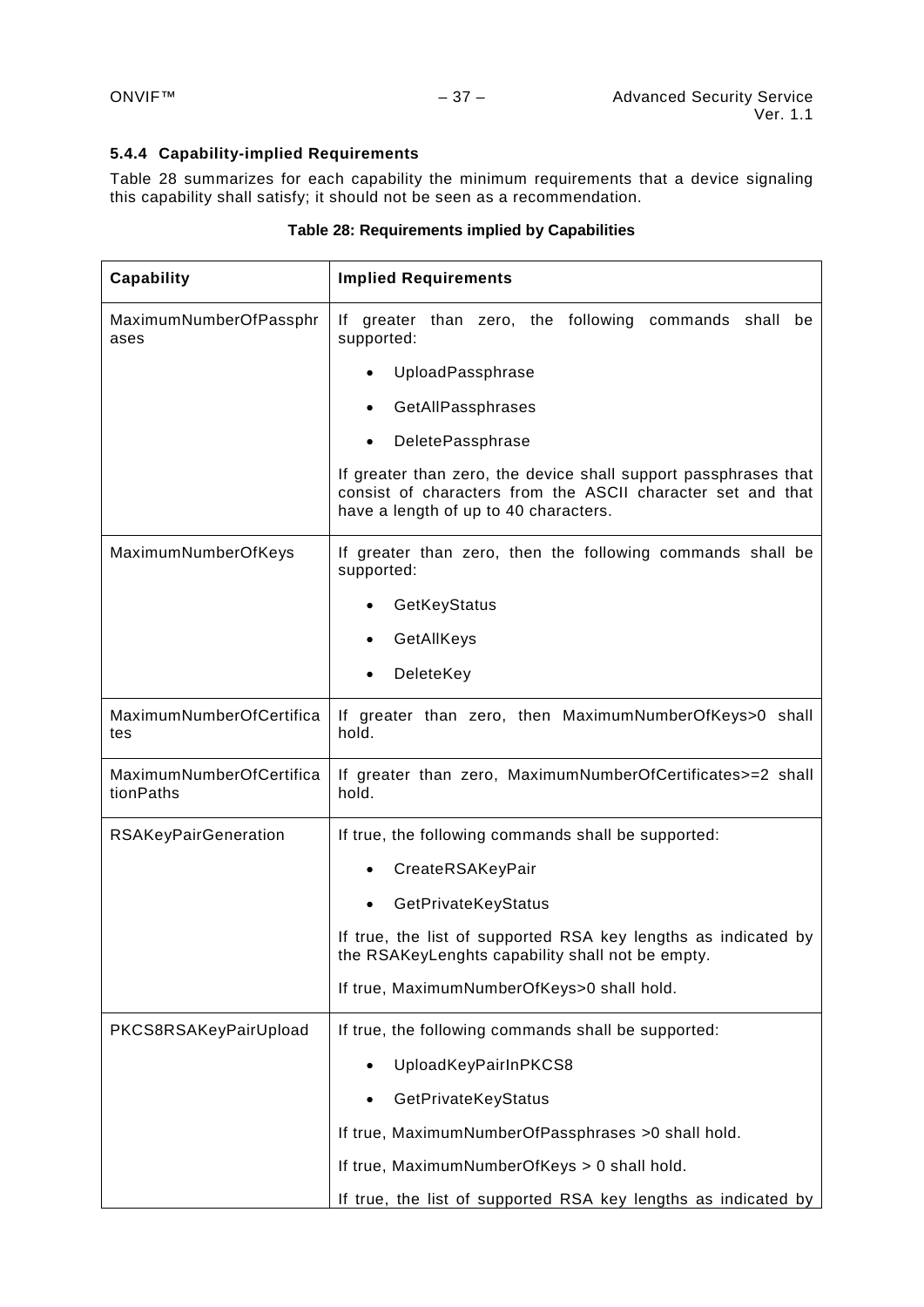### 5.4.4 Capability-implied Requirements

Table 28 summarizes for each capability the minimum requirements that a device signaling this capability shall satisfy; it should not be seen as a recommendation.

**Table 28: Requirements implied by Capabilities**

| Capability | Implied Requirements |
|---|---|
| MaximumNumberOfPassphrases | If greater than zero, the following commands shall be supported:<br>• UploadPassphrase<br>• GetAllPassphrases<br>• DeletePassphrase<br><br>If greater than zero, the device shall support passphrases that consist of characters from the ASCII character set and that have a length of up to 40 characters. |
| MaximumNumberOfKeys | If greater than zero, then the following commands shall be supported:<br>• GetKeyStatus<br>• GetAllKeys<br>• DeleteKey |
| MaximumNumberOfCertificates | If greater than zero, then MaximumNumberOfKeys>0 shall hold. |
| MaximumNumberOfCertificationPaths | If greater than zero, MaximumNumberOfCertificates>=2 shall hold. |
| RSAKeyPairGeneration | If true, the following commands shall be supported:<br>• CreateRSAKeyPair<br>• GetPrivateKeyStatus<br><br>If true, the list of supported RSA key lengths as indicated by the RSAKeyLenghts capability shall not be empty.<br><br>If true, MaximumNumberOfKeys>0 shall hold. |
| PKCS8RSAKeyPairUpload | If true, the following commands shall be supported:<br>• UploadKeyPairInPKCS8<br>• GetPrivateKeyStatus<br><br>If true, MaximumNumberOfPassphrases >0 shall hold.<br><br>If true, MaximumNumberOfKeys > 0 shall hold.<br><br>If true, the list of supported RSA key lengths as indicated by |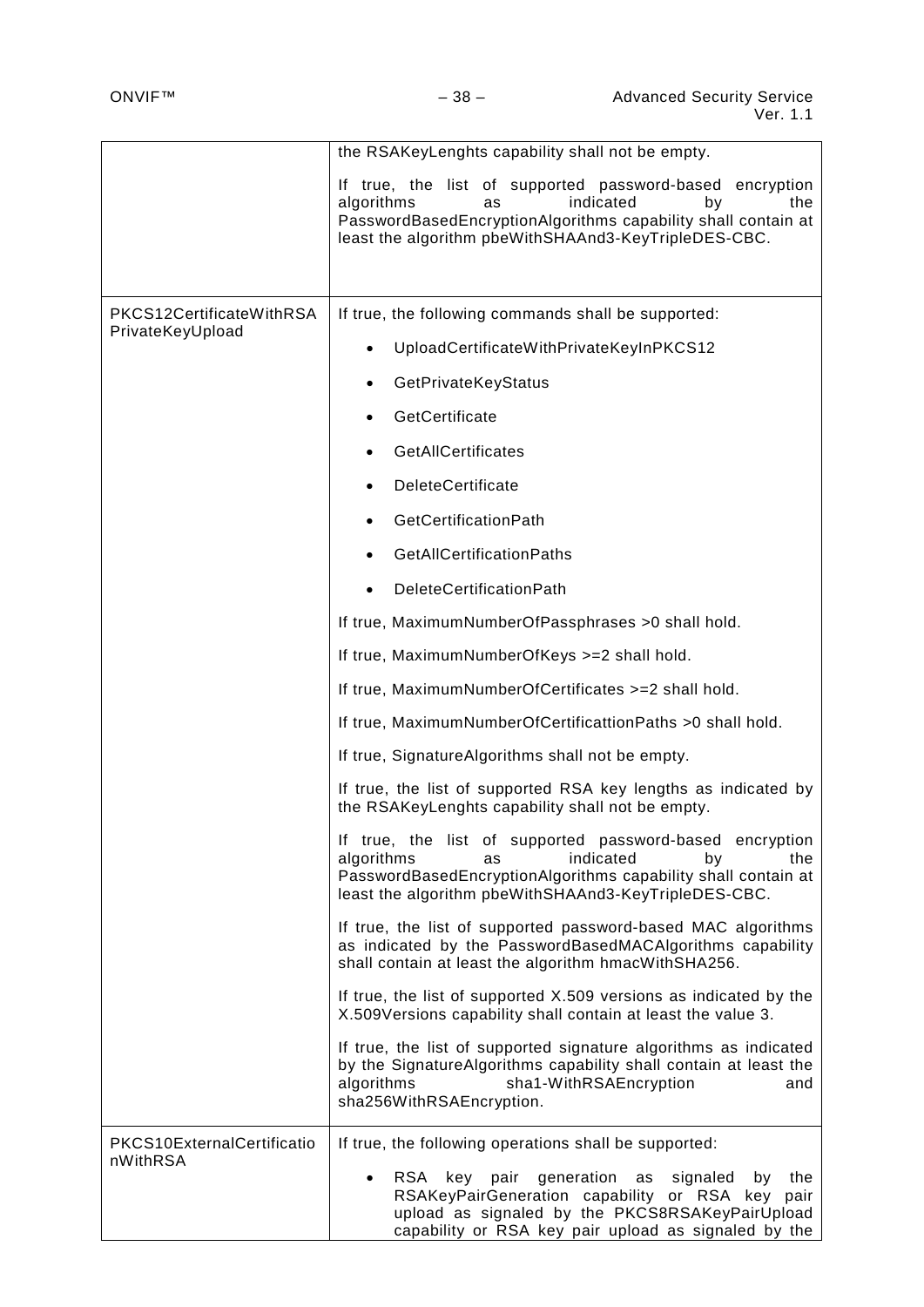| | |
|---|---|
| | the RSAKeyLenghts capability shall not be empty.<br><br>If true, the list of supported password-based encryption algorithms as indicated by the PasswordBasedEncryptionAlgorithms capability shall contain at least the algorithm pbeWithSHAAnd3-KeyTripleDES-CBC. |
| PKCS12CertificateWithRSAPrivateKeyUpload | If true, the following commands shall be supported:<br><br>• UploadCertificateWithPrivateKeyInPKCS12<br>• GetPrivateKeyStatus<br>• GetCertificate<br>• GetAllCertificates<br>• DeleteCertificate<br>• GetCertificationPath<br>• GetAllCertificationPaths<br>• DeleteCertificationPath<br><br>If true, MaximumNumberOfPassphrases >0 shall hold.<br><br>If true, MaximumNumberOfKeys >=2 shall hold.<br><br>If true, MaximumNumberOfCertificates >=2 shall hold.<br><br>If true, MaximumNumberOfCertificattionPaths >0 shall hold.<br><br>If true, SignatureAlgorithms shall not be empty.<br><br>If true, the list of supported RSA key lengths as indicated by the RSAKeyLenghts capability shall not be empty.<br><br>If true, the list of supported password-based encryption algorithms as indicated by the PasswordBasedEncryptionAlgorithms capability shall contain at least the algorithm pbeWithSHAAnd3-KeyTripleDES-CBC.<br><br>If true, the list of supported password-based MAC algorithms as indicated by the PasswordBasedMACAlgorithms capability shall contain at least the algorithm hmacWithSHA256.<br><br>If true, the list of supported X.509 versions as indicated by the X.509Versions capability shall contain at least the value 3.<br><br>If true, the list of supported signature algorithms as indicated by the SignatureAlgorithms capability shall contain at least the algorithms sha1-WithRSAEncryption and sha256WithRSAEncryption. |
| PKCS10ExternalCertificationWithRSA | If true, the following operations shall be supported:<br><br>• RSA key pair generation as signaled by the RSAKeyPairGeneration capability or RSA key pair upload as signaled by the PKCS8RSAKeyPairUpload capability or RSA key pair upload as signaled by the |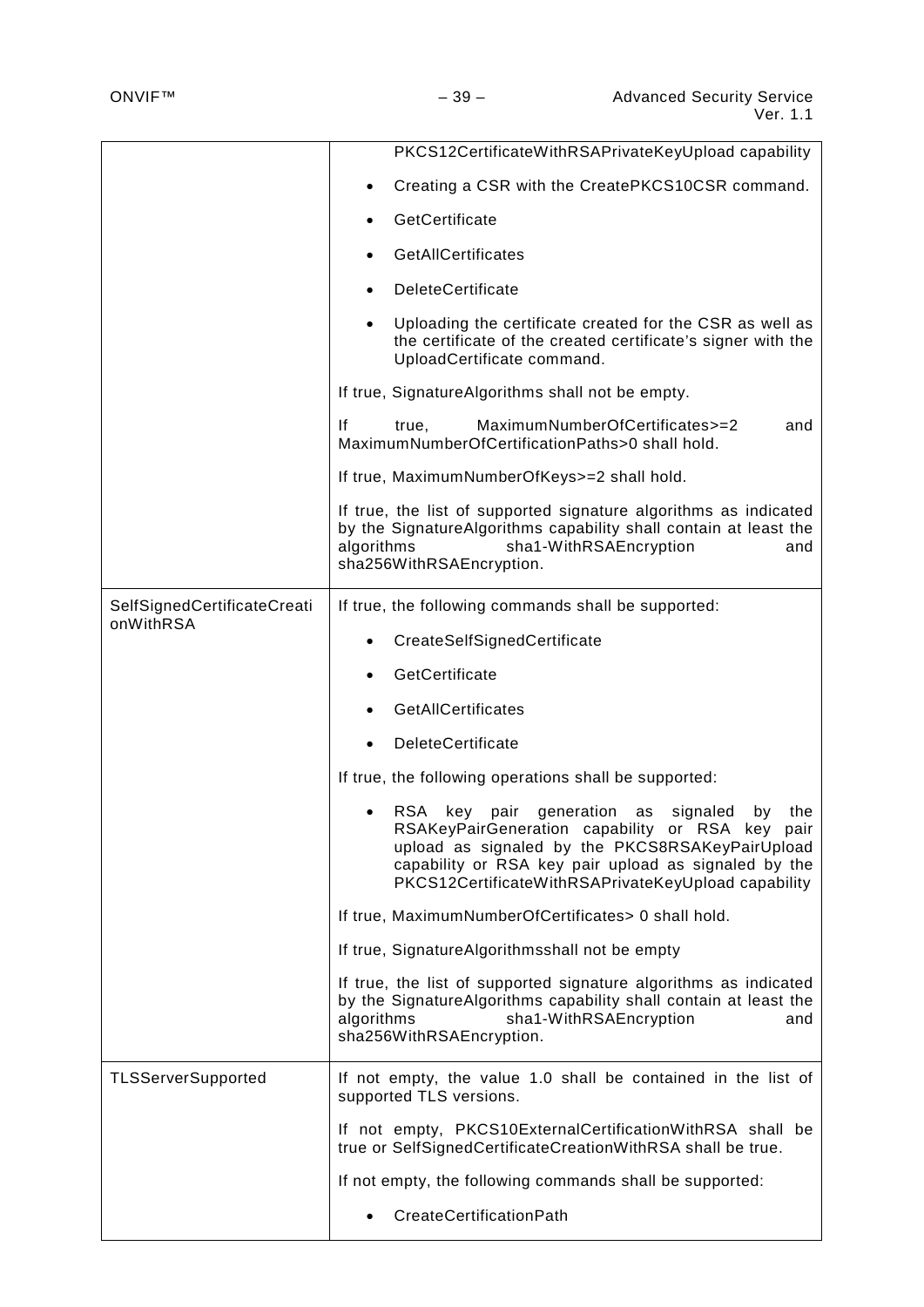| | |
|---|---|
| | PKCS12CertificateWithRSAPrivateKeyUpload capability<br>• Creating a CSR with the CreatePKCS10CSR command.<br>• GetCertificate<br>• GetAllCertificates<br>• DeleteCertificate<br>• Uploading the certificate created for the CSR as well as the certificate of the created certificate's signer with the UploadCertificate command.<br><br>If true, SignatureAlgorithms shall not be empty.<br><br>If true, MaximumNumberOfCertificates>=2 and MaximumNumberOfCertificationPaths>0 shall hold.<br><br>If true, MaximumNumberOfKeys>=2 shall hold.<br><br>If true, the list of supported signature algorithms as indicated by the SignatureAlgorithms capability shall contain at least the algorithms sha1-WithRSAEncryption and sha256WithRSAEncryption. |
| SelfSignedCertificateCreationWithRSA | If true, the following commands shall be supported:<br>• CreateSelfSignedCertificate<br>• GetCertificate<br>• GetAllCertificates<br>• DeleteCertificate<br><br>If true, the following operations shall be supported:<br>• RSA key pair generation as signaled by the RSAKeyPairGeneration capability or RSA key pair upload as signaled by the PKCS8RSAKeyPairUpload capability or RSA key pair upload as signaled by the PKCS12CertificateWithRSAPrivateKeyUpload capability<br><br>If true, MaximumNumberOfCertificates> 0 shall hold.<br><br>If true, SignatureAlgorithmsshall not be empty<br><br>If true, the list of supported signature algorithms as indicated by the SignatureAlgorithms capability shall contain at least the algorithms sha1-WithRSAEncryption and sha256WithRSAEncryption. |
| TLSServerSupported | If not empty, the value 1.0 shall be contained in the list of supported TLS versions.<br><br>If not empty, PKCS10ExternalCertificationWithRSA shall be true or SelfSignedCertificateCreationWithRSA shall be true.<br><br>If not empty, the following commands shall be supported:<br>• CreateCertificationPath |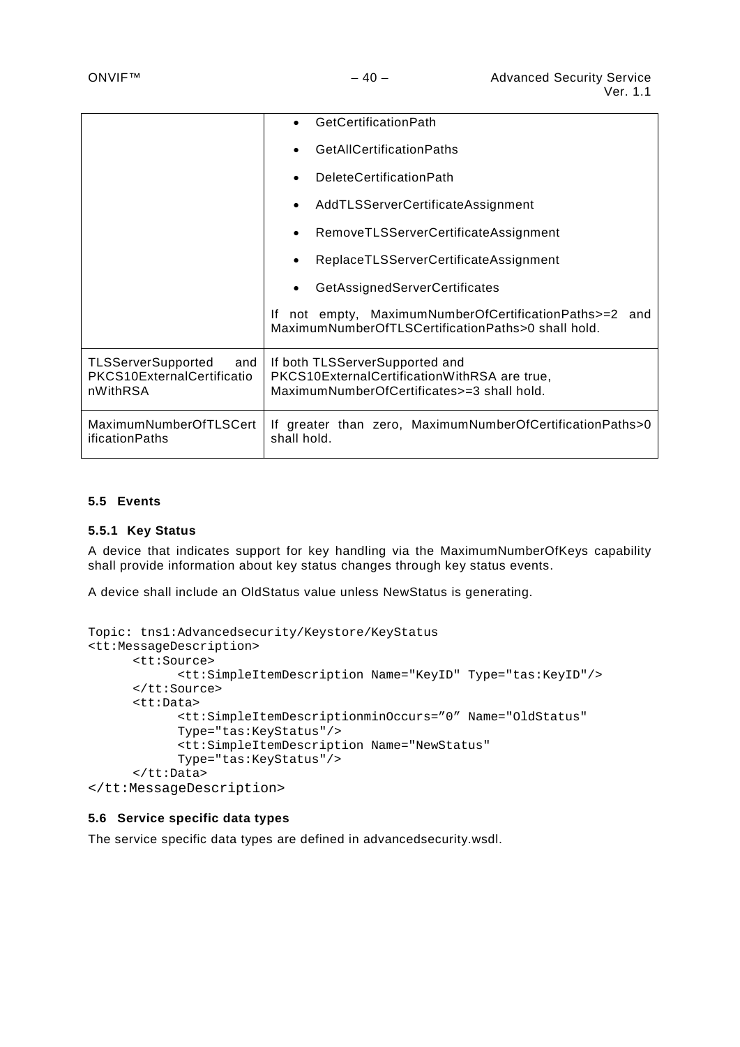| | |
|---|---|
| | • GetCertificationPath<br>• GetAllCertificationPaths<br>• DeleteCertificationPath<br>• AddTLSServerCertificateAssignment<br>• RemoveTLSServerCertificateAssignment<br>• ReplaceTLSServerCertificateAssignment<br>• GetAssignedServerCertificates<br><br>If not empty, MaximumNumberOfCertificationPaths>=2 and MaximumNumberOfTLSCertificationPaths>0 shall hold. |
| TLSServerSupported and PKCS10ExternalCertificationWithRSA | If both TLSServerSupported and PKCS10ExternalCertificationWithRSA are true, MaximumNumberOfCertificates>=3 shall hold. |
| MaximumNumberOfTLSCertificationPaths | If greater than zero, MaximumNumberOfCertificationPaths>0 shall hold. |

### 5.5 Events

#### 5.5.1 Key Status

A device that indicates support for key handling via the MaximumNumberOfKeys capability shall provide information about key status changes through key status events.

A device shall include an OldStatus value unless NewStatus is generating.

```
Topic: tns1:Advancedsecurity/Keystore/KeyStatus
<tt:MessageDescription>
      <tt:Source>
            <tt:SimpleItemDescription Name="KeyID" Type="tas:KeyID"/>
      </tt:Source>
      <tt:Data>
            <tt:SimpleItemDescriptionminOccurs=”0” Name="OldStatus"
            Type="tas:KeyStatus"/>
            <tt:SimpleItemDescription Name="NewStatus"
            Type="tas:KeyStatus"/>
      </tt:Data>
</tt:MessageDescription>
```

### 5.6 Service specific data types

The service specific data types are defined in advancedsecurity.wsdl.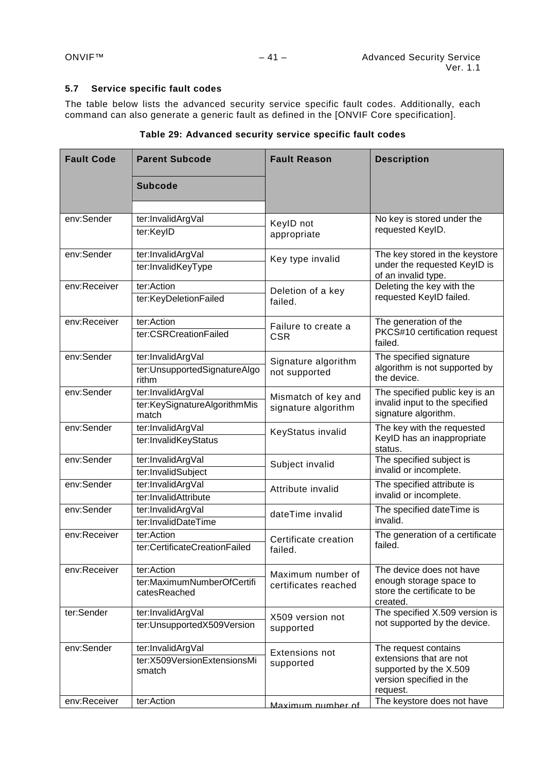### 5.7 Service specific fault codes

The table below lists the advanced security service specific fault codes. Additionally, each command can also generate a generic fault as defined in the [ONVIF Core specification].

**Table 29: Advanced security service specific fault codes**

| Fault Code | Parent Subcode<br>Subcode | Fault Reason | Description |
|---|---|---|---|
| env:Sender | ter:InvalidArgVal<br>ter:KeyID | KeyID not appropriate | No key is stored under the requested KeyID. |
| env:Sender | ter:InvalidArgVal<br>ter:InvalidKeyType | Key type invalid | The key stored in the keystore under the requested KeyID is of an invalid type. |
| env:Receiver | ter:Action<br>ter:KeyDeletionFailed | Deletion of a key failed. | Deleting the key with the requested KeyID failed. |
| env:Receiver | ter:Action<br>ter:CSRCreationFailed | Failure to create a CSR | The generation of the PKCS#10 certification request failed. |
| env:Sender | ter:InvalidArgVal<br>ter:UnsupportedSignatureAlgorithm | Signature algorithm not supported | The specified signature algorithm is not supported by the device. |
| env:Sender | ter:InvalidArgVal<br>ter:KeySignatureAlgorithmMismatch | Mismatch of key and signature algorithm | The specified public key is an invalid input to the specified signature algorithm. |
| env:Sender | ter:InvalidArgVal<br>ter:InvalidKeyStatus | KeyStatus invalid | The key with the requested KeyID has an inappropriate status. |
| env:Sender | ter:InvalidArgVal<br>ter:InvalidSubject | Subject invalid | The specified subject is invalid or incomplete. |
| env:Sender | ter:InvalidArgVal<br>ter:InvalidAttribute | Attribute invalid | The specified attribute is invalid or incomplete. |
| env:Sender | ter:InvalidArgVal<br>ter:InvalidDateTime | dateTime invalid | The specified dateTime is invalid. |
| env:Receiver | ter:Action<br>ter:CertificateCreationFailed | Certificate creation failed. | The generation of a certificate failed. |
| env:Receiver | ter:Action<br>ter:MaximumNumberOfCertificatesReached | Maximum number of certificates reached | The device does not have enough storage space to store the certificate to be created. |
| ter:Sender | ter:InvalidArgVal<br>ter:UnsupportedX509Version | X509 version not supported | The specified X.509 version is not supported by the device. |
| env:Sender | ter:InvalidArgVal<br>ter:X509VersionExtensionsMismatch | Extensions not supported | The request contains extensions that are not supported by the X.509 version specified in the request. |
| env:Receiver | ter:Action | Maximum number of | The keystore does not have |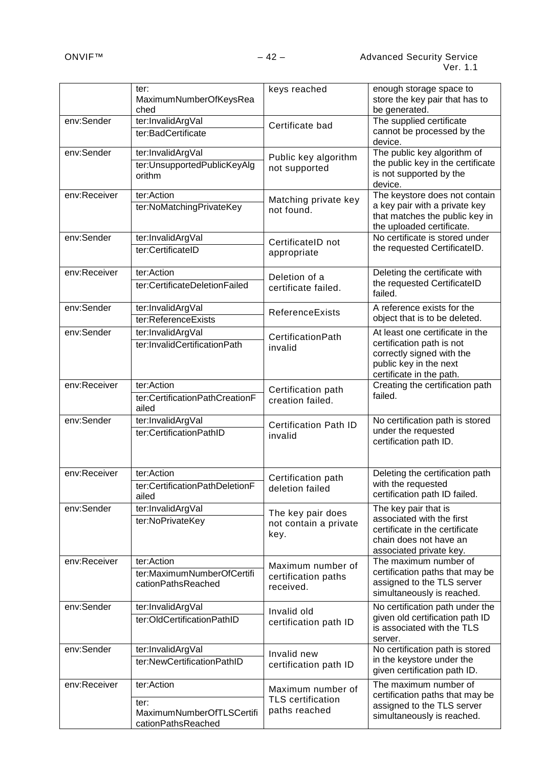| | ter:<br>MaximumNumberOfKeysReached | keys reached | enough storage space to store the key pair that has to be generated. |
|---|---|---|---|
| env:Sender | ter:InvalidArgVal<br>ter:BadCertificate | Certificate bad | The supplied certificate cannot be processed by the device. |
| env:Sender | ter:InvalidArgVal<br>ter:UnsupportedPublicKeyAlgorithm | Public key algorithm not supported | The public key algorithm of the public key in the certificate is not supported by the device. |
| env:Receiver | ter:Action<br>ter:NoMatchingPrivateKey | Matching private key not found. | The keystore does not contain a key pair with a private key that matches the public key in the uploaded certificate. |
| env:Sender | ter:InvalidArgVal<br>ter:CertificateID | CertificateID not appropriate | No certificate is stored under the requested CertificateID. |
| env:Receiver | ter:Action<br>ter:CertificateDeletionFailed | Deletion of a certificate failed. | Deleting the certificate with the requested CertificateID failed. |
| env:Sender | ter:InvalidArgVal<br>ter:ReferenceExists | ReferenceExists | A reference exists for the object that is to be deleted. |
| env:Sender | ter:InvalidArgVal<br>ter:InvalidCertificationPath | CertificationPath invalid | At least one certificate in the certification path is not correctly signed with the public key in the next certificate in the path. |
| env:Receiver | ter:Action<br>ter:CertificationPathCreationFailed | Certification path creation failed. | Creating the certification path failed. |
| env:Sender | ter:InvalidArgVal<br>ter:CertificationPathID | Certification Path ID invalid | No certification path is stored under the requested certification path ID. |
| env:Receiver | ter:Action<br>ter:CertificationPathDeletionFailed | Certification path deletion failed | Deleting the certification path with the requested certification path ID failed. |
| env:Sender | ter:InvalidArgVal<br>ter:NoPrivateKey | The key pair does not contain a private key. | The key pair that is associated with the first certificate in the certificate chain does not have an associated private key. |
| env:Receiver | ter:Action<br>ter:MaximumNumberOfCertificationPathsReached | Maximum number of certification paths received. | The maximum number of certification paths that may be assigned to the TLS server simultaneously is reached. |
| env:Sender | ter:InvalidArgVal<br>ter:OldCertificationPathID | Invalid old certification path ID | No certification path under the given old certification path ID is associated with the TLS server. |
| env:Sender | ter:InvalidArgVal<br>ter:NewCertificationPathID | Invalid new certification path ID | No certification path is stored in the keystore under the given certification path ID. |
| env:Receiver | ter:Action<br>ter:<br>MaximumNumberOfTLSCertificationPathsReached | Maximum number of TLS certification paths reached | The maximum number of certification paths that may be assigned to the TLS server simultaneously is reached. |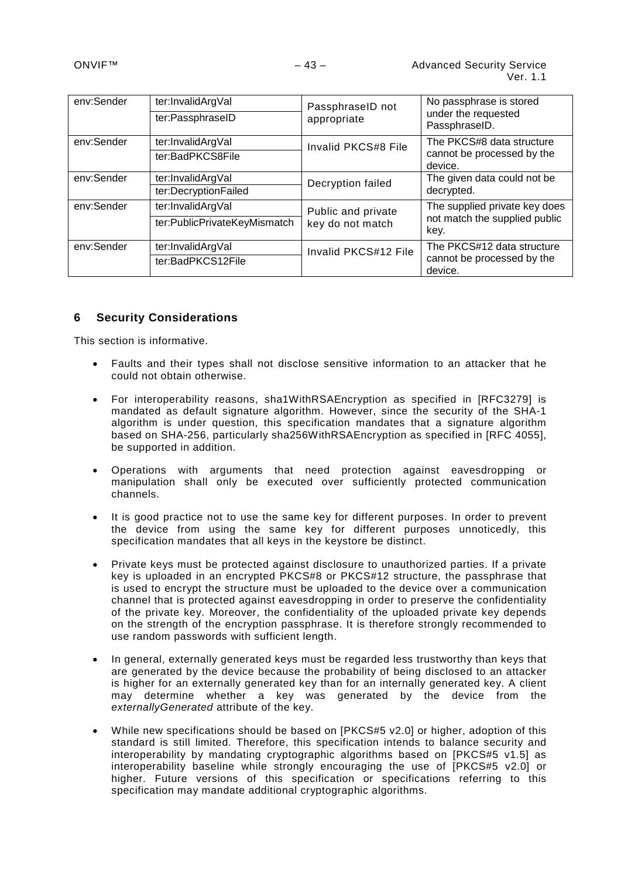| | | | |
|---|---|---|---|
| env:Sender | ter:InvalidArgVal<br>ter:PassphraseID | PassphraseID not appropriate | No passphrase is stored under the requested PassphraseID. |
| env:Sender | ter:InvalidArgVal<br>ter:BadPKCS8File | Invalid PKCS#8 File | The PKCS#8 data structure cannot be processed by the device. |
| env:Sender | ter:InvalidArgVal<br>ter:DecryptionFailed | Decryption failed | The given data could not be decrypted. |
| env:Sender | ter:InvalidArgVal<br>ter:PublicPrivateKeyMismatch | Public and private key do not match | The supplied private key does not match the supplied public key. |
| env:Sender | ter:InvalidArgVal<br>ter:BadPKCS12File | Invalid PKCS#12 File | The PKCS#12 data structure cannot be processed by the device. |

# 6 Security Considerations

This section is informative.

- Faults and their types shall not disclose sensitive information to an attacker that he could not obtain otherwise.
- For interoperability reasons, sha1WithRSAEncryption as specified in [RFC3279] is mandated as default signature algorithm. However, since the security of the SHA-1 algorithm is under question, this specification mandates that a signature algorithm based on SHA-256, particularly sha256WithRSAEncryption as specified in [RFC 4055], be supported in addition.
- Operations with arguments that need protection against eavesdropping or manipulation shall only be executed over sufficiently protected communication channels.
- It is good practice not to use the same key for different purposes. In order to prevent the device from using the same key for different purposes unnoticedly, this specification mandates that all keys in the keystore be distinct.
- Private keys must be protected against disclosure to unauthorized parties. If a private key is uploaded in an encrypted PKCS#8 or PKCS#12 structure, the passphrase that is used to encrypt the structure must be uploaded to the device over a communication channel that is protected against eavesdropping in order to preserve the confidentiality of the private key. Moreover, the confidentiality of the uploaded private key depends on the strength of the encryption passphrase. It is therefore strongly recommended to use random passwords with sufficient length.
- In general, externally generated keys must be regarded less trustworthy than keys that are generated by the device because the probability of being disclosed to an attacker is higher for an externally generated key than for an internally generated key. A client may determine whether a key was generated by the device from the *externallyGenerated* attribute of the key.
- While new specifications should be based on [PKCS#5 v2.0] or higher, adoption of this standard is still limited. Therefore, this specification intends to balance security and interoperability by mandating cryptographic algorithms based on [PKCS#5 v1.5] as interoperability baseline while strongly encouraging the use of [PKCS#5 v2.0] or higher. Future versions of this specification or specifications referring to this specification may mandate additional cryptographic algorithms.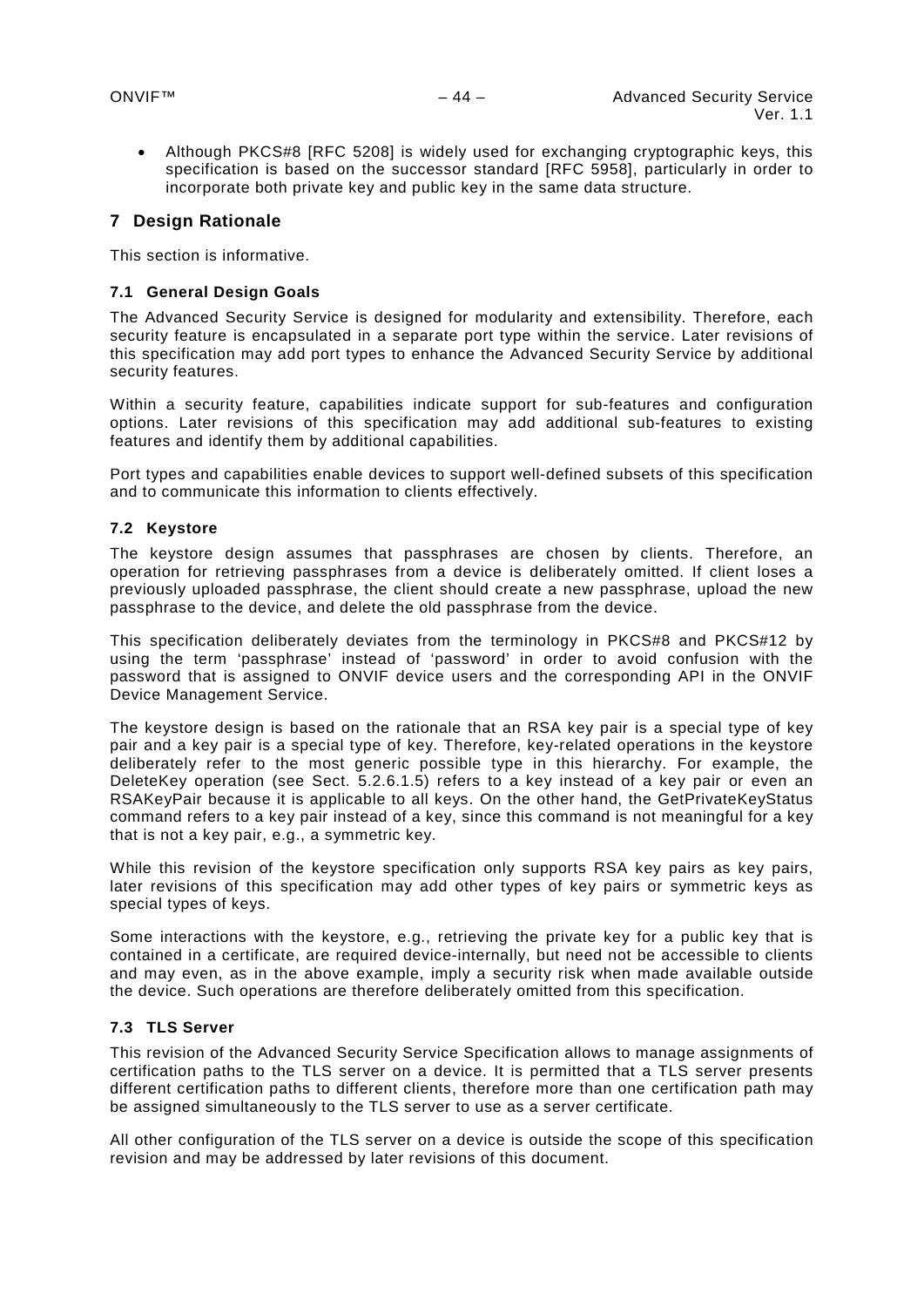- Although PKCS#8 [RFC 5208] is widely used for exchanging cryptographic keys, this specification is based on the successor standard [RFC 5958], particularly in order to incorporate both private key and public key in the same data structure.

# 7 Design Rationale

This section is informative.

## 7.1 General Design Goals

The Advanced Security Service is designed for modularity and extensibility. Therefore, each security feature is encapsulated in a separate port type within the service. Later revisions of this specification may add port types to enhance the Advanced Security Service by additional security features.

Within a security feature, capabilities indicate support for sub-features and configuration options. Later revisions of this specification may add additional sub-features to existing features and identify them by additional capabilities.

Port types and capabilities enable devices to support well-defined subsets of this specification and to communicate this information to clients effectively.

## 7.2 Keystore

The keystore design assumes that passphrases are chosen by clients. Therefore, an operation for retrieving passphrases from a device is deliberately omitted. If client loses a previously uploaded passphrase, the client should create a new passphrase, upload the new passphrase to the device, and delete the old passphrase from the device.

This specification deliberately deviates from the terminology in PKCS#8 and PKCS#12 by using the term 'passphrase' instead of 'password' in order to avoid confusion with the password that is assigned to ONVIF device users and the corresponding API in the ONVIF Device Management Service.

The keystore design is based on the rationale that an RSA key pair is a special type of key pair and a key pair is a special type of key. Therefore, key-related operations in the keystore deliberately refer to the most generic possible type in this hierarchy. For example, the DeleteKey operation (see Sect. 5.2.6.1.5) refers to a key instead of a key pair or even an RSAKeyPair because it is applicable to all keys. On the other hand, the GetPrivateKeyStatus command refers to a key pair instead of a key, since this command is not meaningful for a key that is not a key pair, e.g., a symmetric key.

While this revision of the keystore specification only supports RSA key pairs as key pairs, later revisions of this specification may add other types of key pairs or symmetric keys as special types of keys.

Some interactions with the keystore, e.g., retrieving the private key for a public key that is contained in a certificate, are required device-internally, but need not be accessible to clients and may even, as in the above example, imply a security risk when made available outside the device. Such operations are therefore deliberately omitted from this specification.

## 7.3 TLS Server

This revision of the Advanced Security Service Specification allows to manage assignments of certification paths to the TLS server on a device. It is permitted that a TLS server presents different certification paths to different clients, therefore more than one certification path may be assigned simultaneously to the TLS server to use as a server certificate.

All other configuration of the TLS server on a device is outside the scope of this specification revision and may be addressed by later revisions of this document.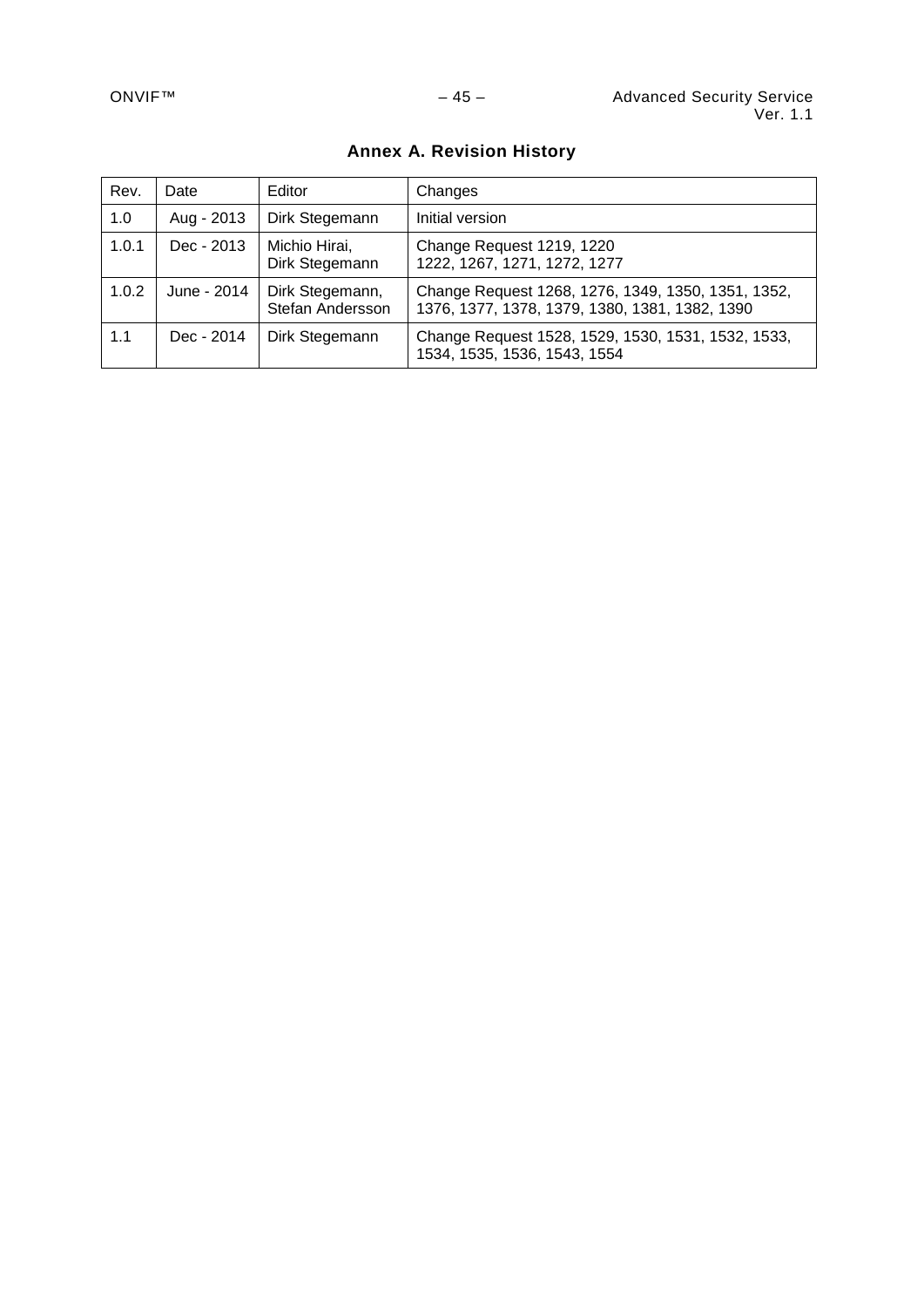# Annex A. Revision History

| Rev. | Date | Editor | Changes |
|---|---|---|---|
| 1.0 | Aug - 2013 | Dirk Stegemann | Initial version |
| 1.0.1 | Dec - 2013 | Michio Hirai, Dirk Stegemann | Change Request 1219, 1220 1222, 1267, 1271, 1272, 1277 |
| 1.0.2 | June - 2014 | Dirk Stegemann, Stefan Andersson | Change Request 1268, 1276, 1349, 1350, 1351, 1352, 1376, 1377, 1378, 1379, 1380, 1381, 1382, 1390 |
| 1.1 | Dec - 2014 | Dirk Stegemann | Change Request 1528, 1529, 1530, 1531, 1532, 1533, 1534, 1535, 1536, 1543, 1554 |